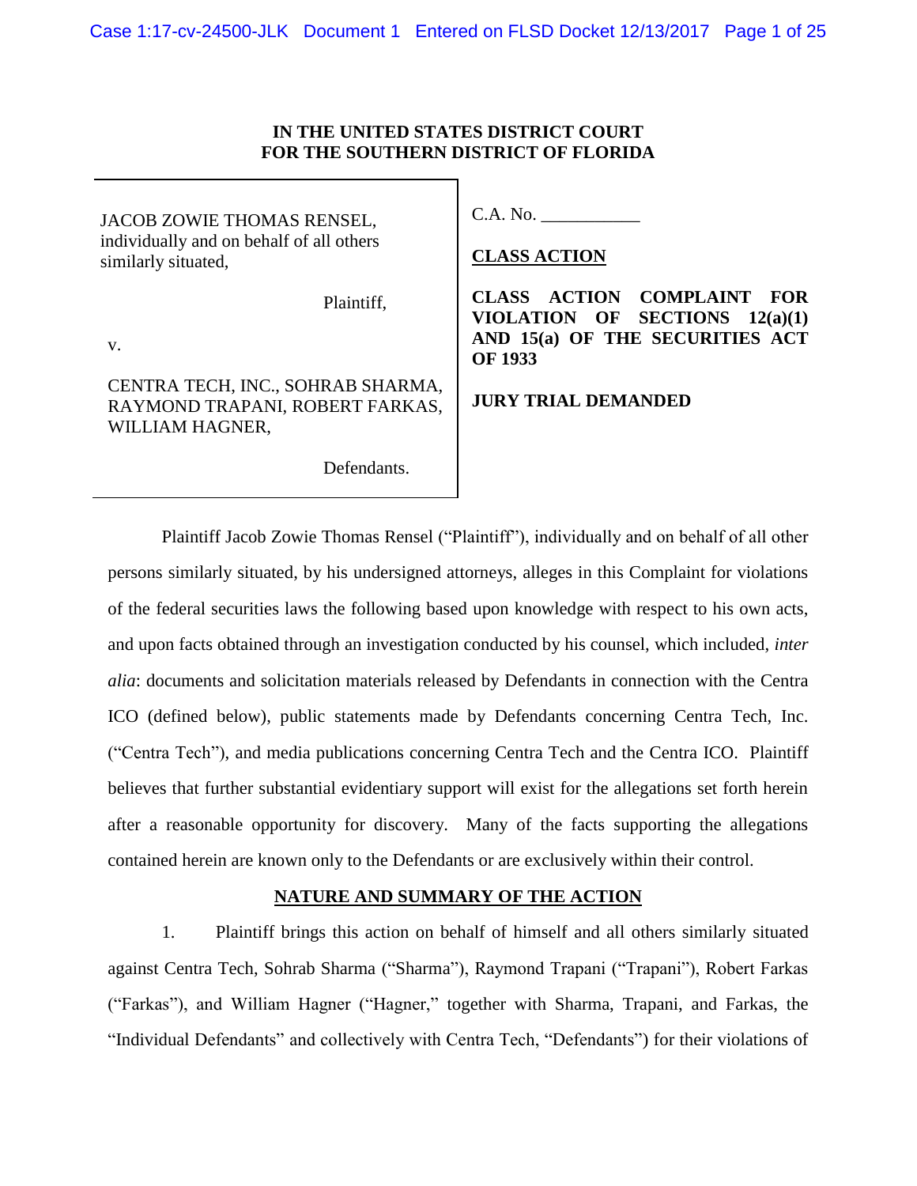**IN THE UNITED STATES DISTRICT COURT**
**FOR THE SOUTHERN DISTRICT OF FLORIDA**

| | |
|---|---|
| JACOB ZOWIE THOMAS RENSEL, individually and on behalf of all others similarly situated,<br><br>Plaintiff,<br><br>v.<br><br>CENTRA TECH, INC., SOHRAB SHARMA, RAYMOND TRAPANI, ROBERT FARKAS, WILLIAM HAGNER,<br><br>Defendants. | C.A. No. ___________<br><br>**CLASS ACTION**<br><br>**CLASS ACTION COMPLAINT FOR VIOLATION OF SECTIONS 12(a)(1) AND 15(a) OF THE SECURITIES ACT OF 1933**<br><br>**JURY TRIAL DEMANDED** |

Plaintiff Jacob Zowie Thomas Rensel ("Plaintiff"), individually and on behalf of all other persons similarly situated, by his undersigned attorneys, alleges in this Complaint for violations of the federal securities laws the following based upon knowledge with respect to his own acts, and upon facts obtained through an investigation conducted by his counsel, which included, *inter alia*: documents and solicitation materials released by Defendants in connection with the Centra ICO (defined below), public statements made by Defendants concerning Centra Tech, Inc. ("Centra Tech"), and media publications concerning Centra Tech and the Centra ICO. Plaintiff believes that further substantial evidentiary support will exist for the allegations set forth herein after a reasonable opportunity for discovery. Many of the facts supporting the allegations contained herein are known only to the Defendants or are exclusively within their control.

## NATURE AND SUMMARY OF THE ACTION

1. Plaintiff brings this action on behalf of himself and all others similarly situated against Centra Tech, Sohrab Sharma ("Sharma"), Raymond Trapani ("Trapani"), Robert Farkas ("Farkas"), and William Hagner ("Hagner," together with Sharma, Trapani, and Farkas, the "Individual Defendants" and collectively with Centra Tech, "Defendants") for their violations of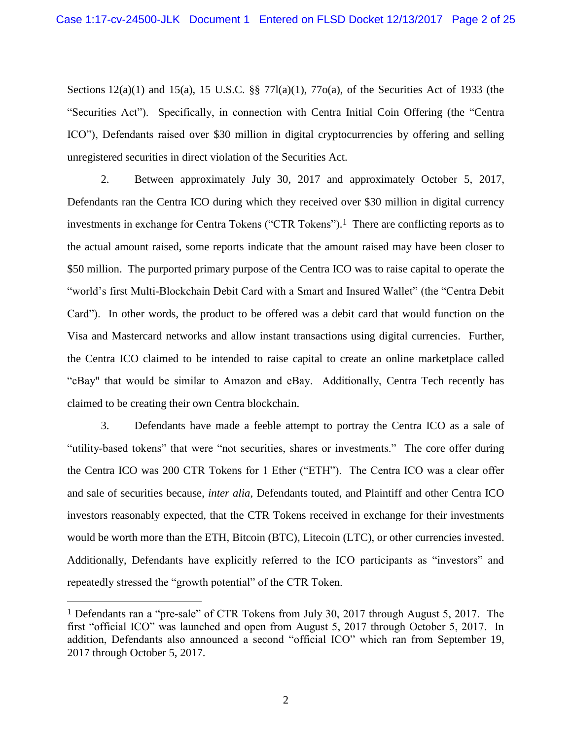Sections 12(a)(1) and 15(a), 15 U.S.C. §§ 77l(a)(1), 77o(a), of the Securities Act of 1933 (the "Securities Act"). Specifically, in connection with Centra Initial Coin Offering (the "Centra ICO"), Defendants raised over $30 million in digital cryptocurrencies by offering and selling unregistered securities in direct violation of the Securities Act.

2. Between approximately July 30, 2017 and approximately October 5, 2017, Defendants ran the Centra ICO during which they received over $30 million in digital currency investments in exchange for Centra Tokens ("CTR Tokens").[1] There are conflicting reports as to the actual amount raised, some reports indicate that the amount raised may have been closer to $50 million. The purported primary purpose of the Centra ICO was to raise capital to operate the "world's first Multi-Blockchain Debit Card with a Smart and Insured Wallet" (the "Centra Debit Card"). In other words, the product to be offered was a debit card that would function on the Visa and Mastercard networks and allow instant transactions using digital currencies. Further, the Centra ICO claimed to be intended to raise capital to create an online marketplace called "cBay" that would be similar to Amazon and eBay. Additionally, Centra Tech recently has claimed to be creating their own Centra blockchain.

3. Defendants have made a feeble attempt to portray the Centra ICO as a sale of "utility-based tokens" that were "not securities, shares or investments." The core offer during the Centra ICO was 200 CTR Tokens for 1 Ether ("ETH"). The Centra ICO was a clear offer and sale of securities because, *inter alia*, Defendants touted, and Plaintiff and other Centra ICO investors reasonably expected, that the CTR Tokens received in exchange for their investments would be worth more than the ETH, Bitcoin (BTC), Litecoin (LTC), or other currencies invested. Additionally, Defendants have explicitly referred to the ICO participants as "investors" and repeatedly stressed the "growth potential" of the CTR Token.

---

[1] Defendants ran a "pre-sale" of CTR Tokens from July 30, 2017 through August 5, 2017. The first "official ICO" was launched and open from August 5, 2017 through October 5, 2017. In addition, Defendants also announced a second "official ICO" which ran from September 19, 2017 through October 5, 2017.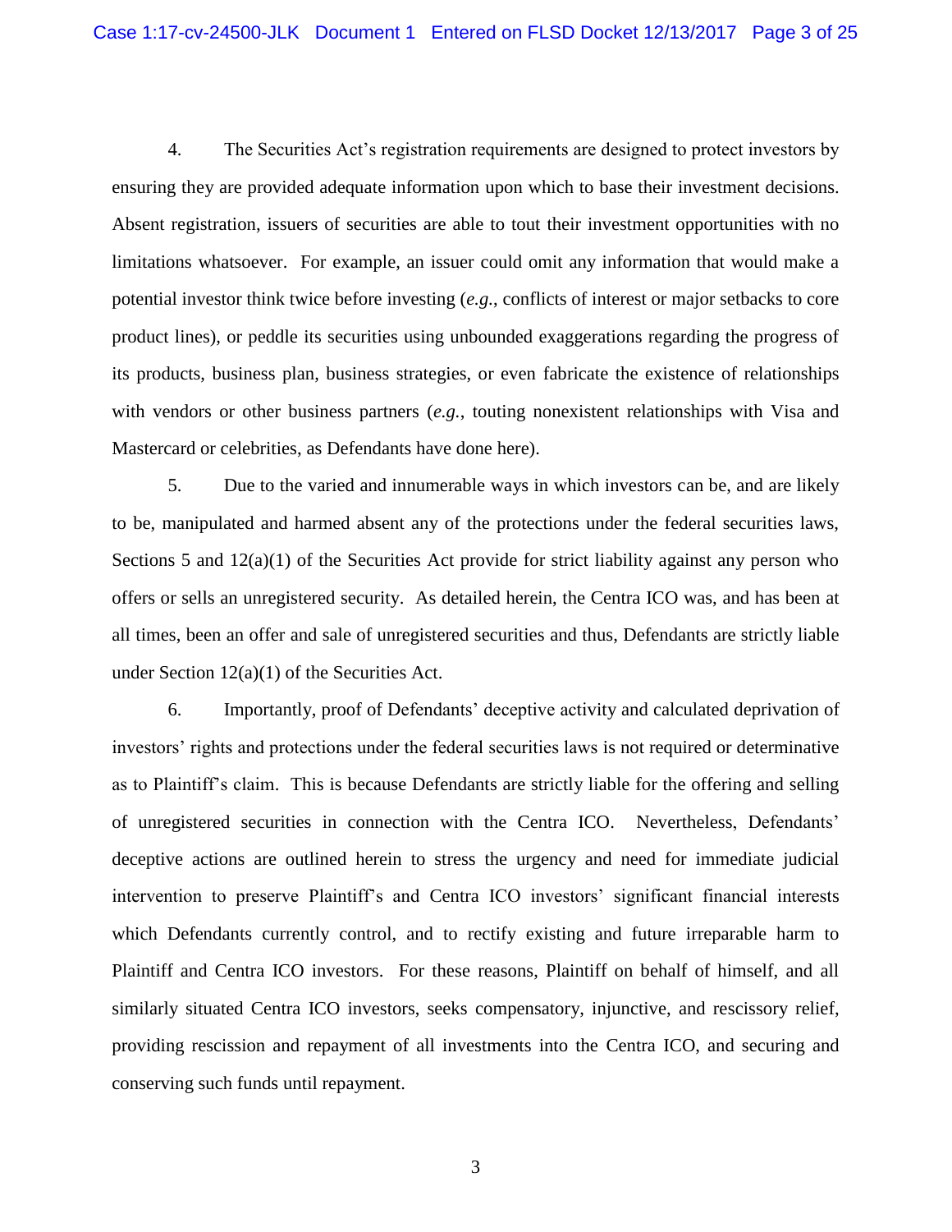4. The Securities Act's registration requirements are designed to protect investors by ensuring they are provided adequate information upon which to base their investment decisions. Absent registration, issuers of securities are able to tout their investment opportunities with no limitations whatsoever. For example, an issuer could omit any information that would make a potential investor think twice before investing (*e.g.*, conflicts of interest or major setbacks to core product lines), or peddle its securities using unbounded exaggerations regarding the progress of its products, business plan, business strategies, or even fabricate the existence of relationships with vendors or other business partners (*e.g.*, touting nonexistent relationships with Visa and Mastercard or celebrities, as Defendants have done here).

5. Due to the varied and innumerable ways in which investors can be, and are likely to be, manipulated and harmed absent any of the protections under the federal securities laws, Sections 5 and 12(a)(1) of the Securities Act provide for strict liability against any person who offers or sells an unregistered security. As detailed herein, the Centra ICO was, and has been at all times, been an offer and sale of unregistered securities and thus, Defendants are strictly liable under Section 12(a)(1) of the Securities Act.

6. Importantly, proof of Defendants' deceptive activity and calculated deprivation of investors' rights and protections under the federal securities laws is not required or determinative as to Plaintiff's claim. This is because Defendants are strictly liable for the offering and selling of unregistered securities in connection with the Centra ICO. Nevertheless, Defendants' deceptive actions are outlined herein to stress the urgency and need for immediate judicial intervention to preserve Plaintiff's and Centra ICO investors' significant financial interests which Defendants currently control, and to rectify existing and future irreparable harm to Plaintiff and Centra ICO investors. For these reasons, Plaintiff on behalf of himself, and all similarly situated Centra ICO investors, seeks compensatory, injunctive, and rescissory relief, providing rescission and repayment of all investments into the Centra ICO, and securing and conserving such funds until repayment.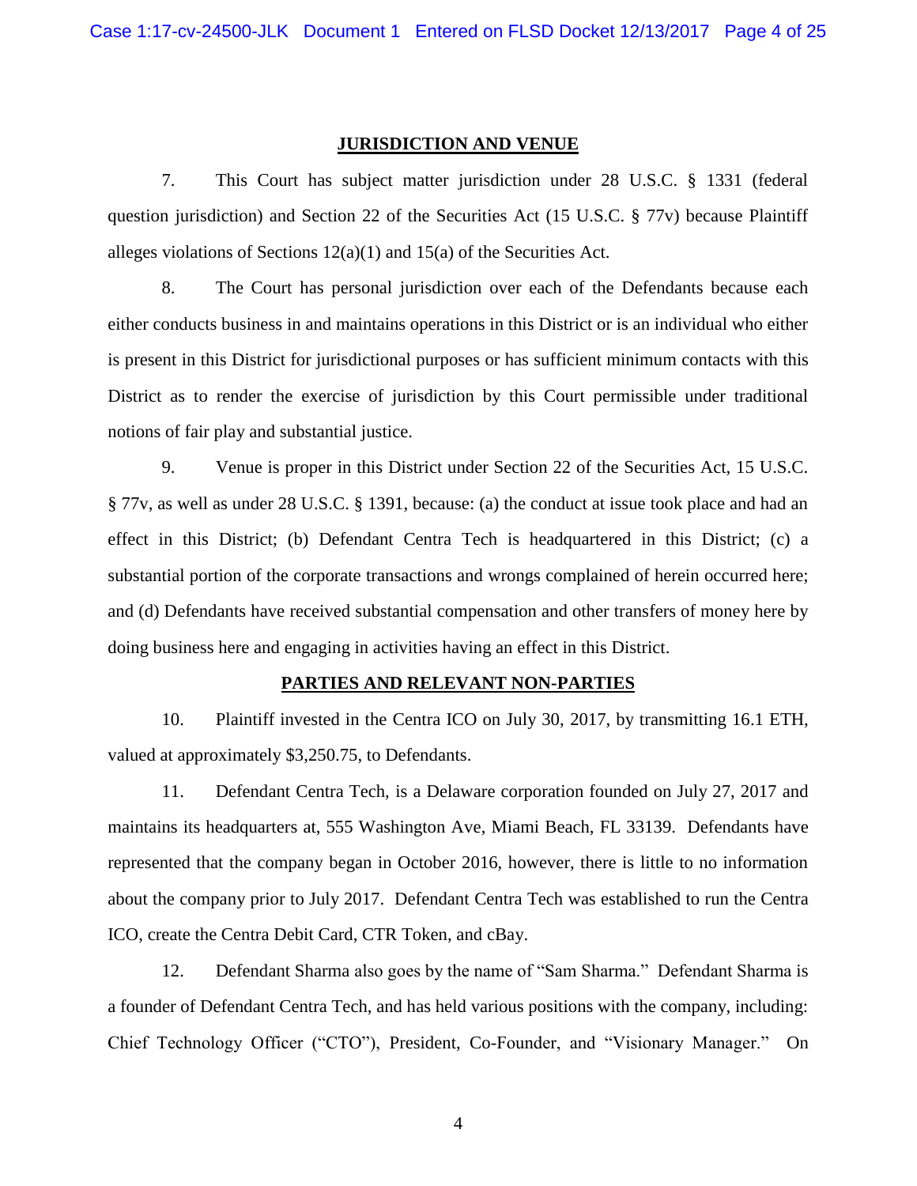## JURISDICTION AND VENUE

7. This Court has subject matter jurisdiction under 28 U.S.C. § 1331 (federal question jurisdiction) and Section 22 of the Securities Act (15 U.S.C. § 77v) because Plaintiff alleges violations of Sections 12(a)(1) and 15(a) of the Securities Act.

8. The Court has personal jurisdiction over each of the Defendants because each either conducts business in and maintains operations in this District or is an individual who either is present in this District for jurisdictional purposes or has sufficient minimum contacts with this District as to render the exercise of jurisdiction by this Court permissible under traditional notions of fair play and substantial justice.

9. Venue is proper in this District under Section 22 of the Securities Act, 15 U.S.C. § 77v, as well as under 28 U.S.C. § 1391, because: (a) the conduct at issue took place and had an effect in this District; (b) Defendant Centra Tech is headquartered in this District; (c) a substantial portion of the corporate transactions and wrongs complained of herein occurred here; and (d) Defendants have received substantial compensation and other transfers of money here by doing business here and engaging in activities having an effect in this District.

## PARTIES AND RELEVANT NON-PARTIES

10. Plaintiff invested in the Centra ICO on July 30, 2017, by transmitting 16.1 ETH, valued at approximately $3,250.75, to Defendants.

11. Defendant Centra Tech, is a Delaware corporation founded on July 27, 2017 and maintains its headquarters at, 555 Washington Ave, Miami Beach, FL 33139. Defendants have represented that the company began in October 2016, however, there is little to no information about the company prior to July 2017. Defendant Centra Tech was established to run the Centra ICO, create the Centra Debit Card, CTR Token, and cBay.

12. Defendant Sharma also goes by the name of "Sam Sharma." Defendant Sharma is a founder of Defendant Centra Tech, and has held various positions with the company, including: Chief Technology Officer ("CTO"), President, Co-Founder, and "Visionary Manager." On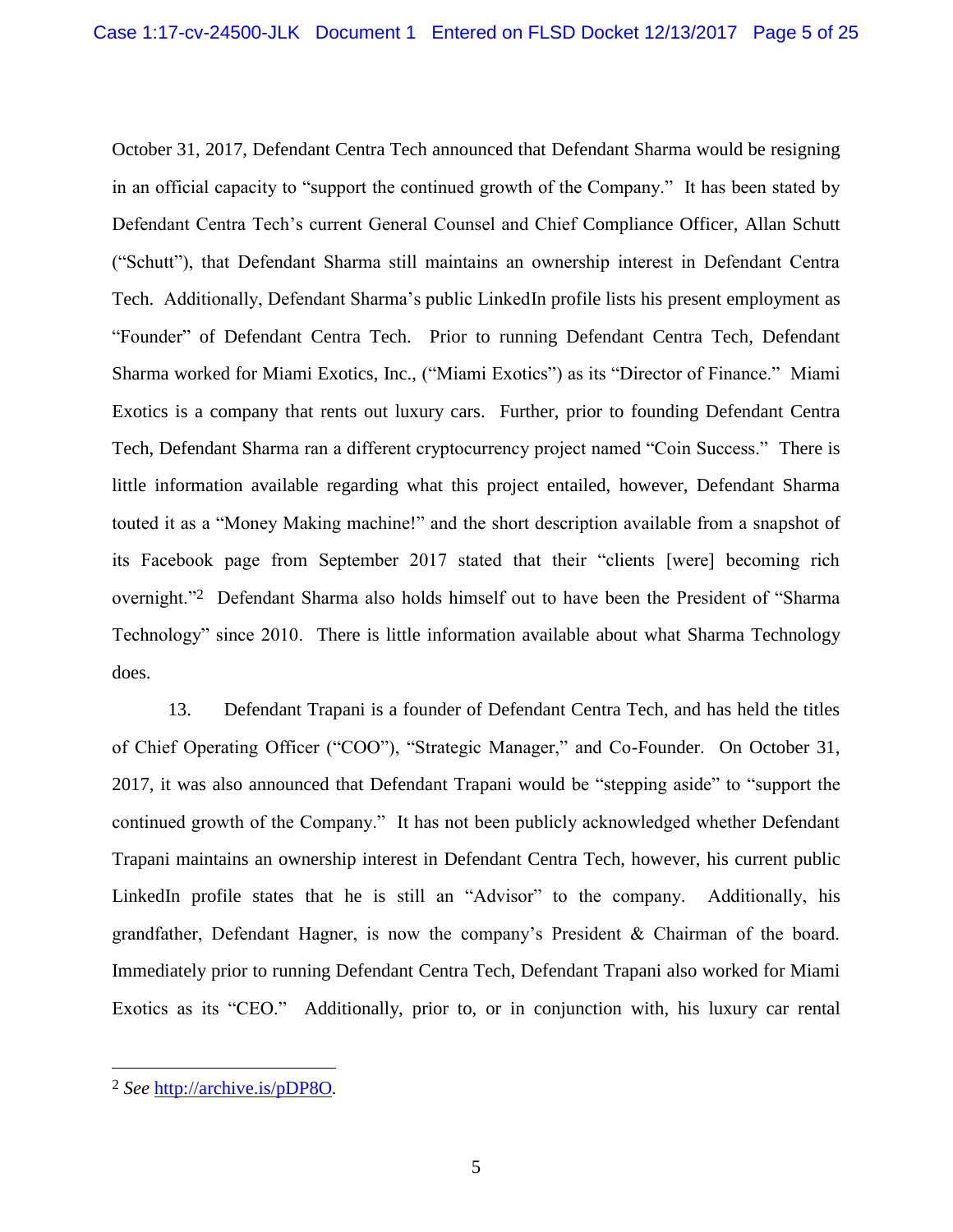October 31, 2017, Defendant Centra Tech announced that Defendant Sharma would be resigning in an official capacity to "support the continued growth of the Company." It has been stated by Defendant Centra Tech's current General Counsel and Chief Compliance Officer, Allan Schutt ("Schutt"), that Defendant Sharma still maintains an ownership interest in Defendant Centra Tech. Additionally, Defendant Sharma's public LinkedIn profile lists his present employment as "Founder" of Defendant Centra Tech. Prior to running Defendant Centra Tech, Defendant Sharma worked for Miami Exotics, Inc., ("Miami Exotics") as its "Director of Finance." Miami Exotics is a company that rents out luxury cars. Further, prior to founding Defendant Centra Tech, Defendant Sharma ran a different cryptocurrency project named "Coin Success." There is little information available regarding what this project entailed, however, Defendant Sharma touted it as a "Money Making machine!" and the short description available from a snapshot of its Facebook page from September 2017 stated that their "clients [were] becoming rich overnight."[2] Defendant Sharma also holds himself out to have been the President of "Sharma Technology" since 2010. There is little information available about what Sharma Technology does.

13. Defendant Trapani is a founder of Defendant Centra Tech, and has held the titles of Chief Operating Officer ("COO"), "Strategic Manager," and Co-Founder. On October 31, 2017, it was also announced that Defendant Trapani would be "stepping aside" to "support the continued growth of the Company." It has not been publicly acknowledged whether Defendant Trapani maintains an ownership interest in Defendant Centra Tech, however, his current public LinkedIn profile states that he is still an "Advisor" to the company. Additionally, his grandfather, Defendant Hagner, is now the company's President & Chairman of the board. Immediately prior to running Defendant Centra Tech, Defendant Trapani also worked for Miami Exotics as its "CEO." Additionally, prior to, or in conjunction with, his luxury car rental

---

[2] *See* http://archive.is/pDP8O.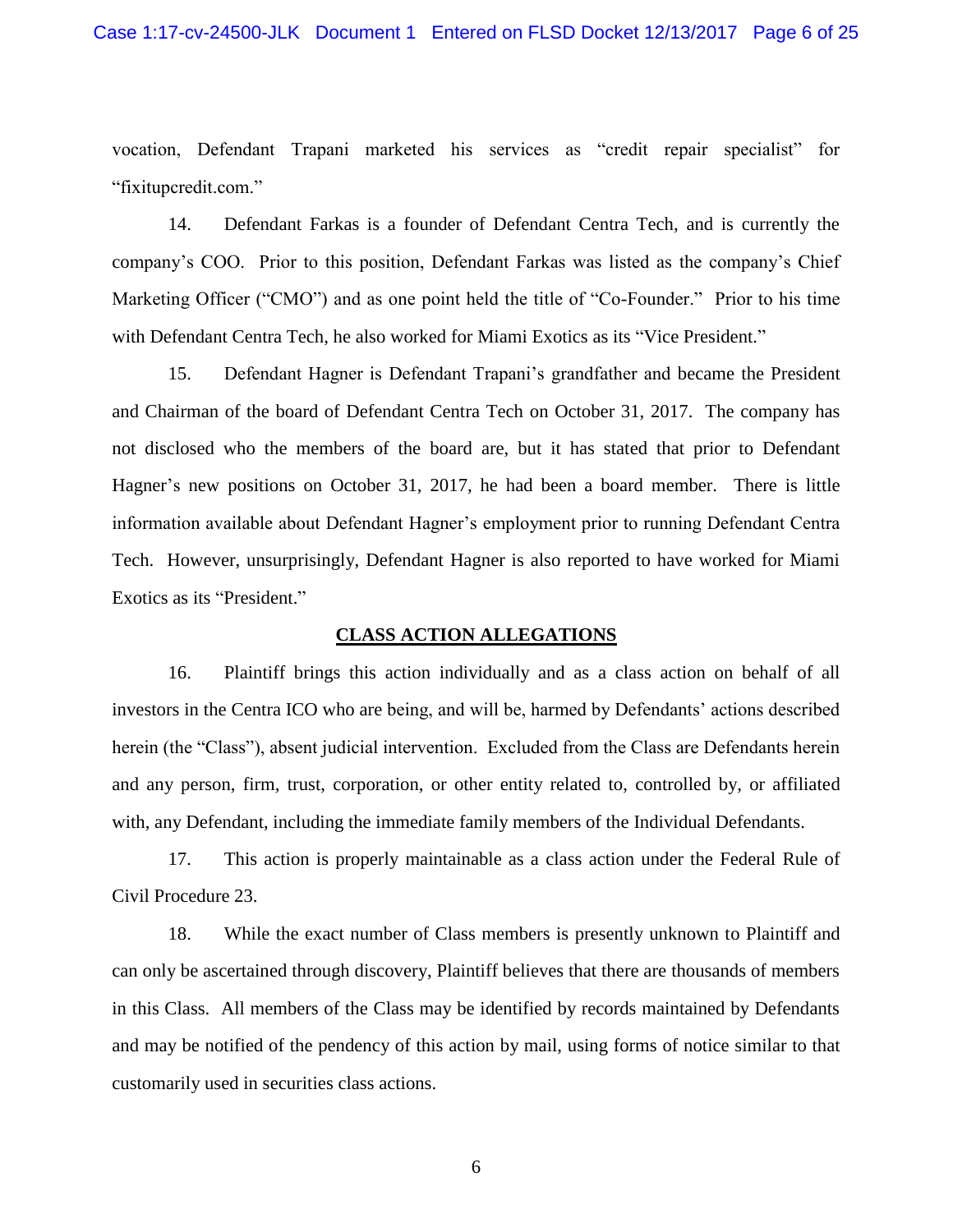vocation, Defendant Trapani marketed his services as "credit repair specialist" for "fixitupcredit.com."

14. Defendant Farkas is a founder of Defendant Centra Tech, and is currently the company's COO. Prior to this position, Defendant Farkas was listed as the company's Chief Marketing Officer ("CMO") and as one point held the title of "Co-Founder." Prior to his time with Defendant Centra Tech, he also worked for Miami Exotics as its "Vice President."

15. Defendant Hagner is Defendant Trapani's grandfather and became the President and Chairman of the board of Defendant Centra Tech on October 31, 2017. The company has not disclosed who the members of the board are, but it has stated that prior to Defendant Hagner's new positions on October 31, 2017, he had been a board member. There is little information available about Defendant Hagner's employment prior to running Defendant Centra Tech. However, unsurprisingly, Defendant Hagner is also reported to have worked for Miami Exotics as its "President."

## CLASS ACTION ALLEGATIONS

16. Plaintiff brings this action individually and as a class action on behalf of all investors in the Centra ICO who are being, and will be, harmed by Defendants' actions described herein (the "Class"), absent judicial intervention. Excluded from the Class are Defendants herein and any person, firm, trust, corporation, or other entity related to, controlled by, or affiliated with, any Defendant, including the immediate family members of the Individual Defendants.

17. This action is properly maintainable as a class action under the Federal Rule of Civil Procedure 23.

18. While the exact number of Class members is presently unknown to Plaintiff and can only be ascertained through discovery, Plaintiff believes that there are thousands of members in this Class. All members of the Class may be identified by records maintained by Defendants and may be notified of the pendency of this action by mail, using forms of notice similar to that customarily used in securities class actions.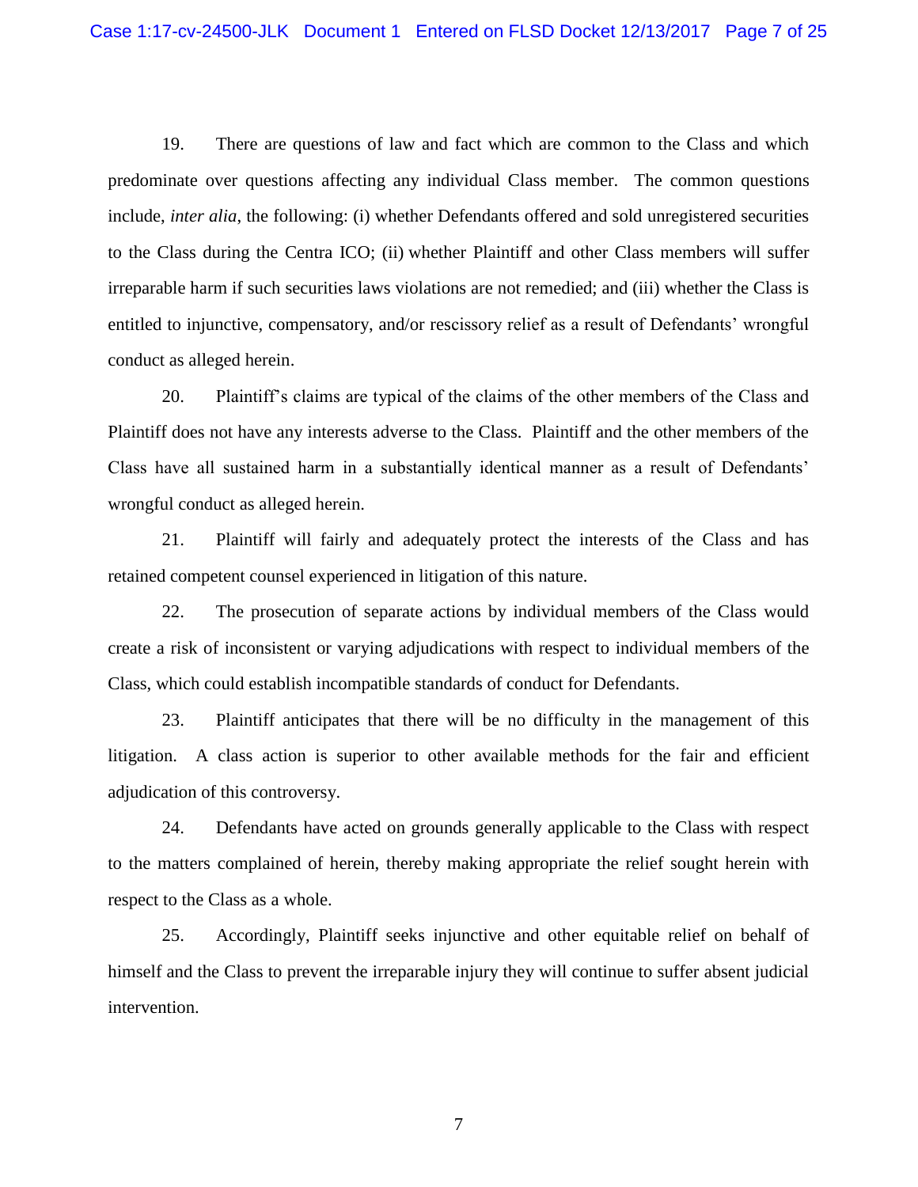19. There are questions of law and fact which are common to the Class and which predominate over questions affecting any individual Class member. The common questions include, *inter alia*, the following: (i) whether Defendants offered and sold unregistered securities to the Class during the Centra ICO; (ii) whether Plaintiff and other Class members will suffer irreparable harm if such securities laws violations are not remedied; and (iii) whether the Class is entitled to injunctive, compensatory, and/or rescissory relief as a result of Defendants' wrongful conduct as alleged herein.

20. Plaintiff's claims are typical of the claims of the other members of the Class and Plaintiff does not have any interests adverse to the Class. Plaintiff and the other members of the Class have all sustained harm in a substantially identical manner as a result of Defendants' wrongful conduct as alleged herein.

21. Plaintiff will fairly and adequately protect the interests of the Class and has retained competent counsel experienced in litigation of this nature.

22. The prosecution of separate actions by individual members of the Class would create a risk of inconsistent or varying adjudications with respect to individual members of the Class, which could establish incompatible standards of conduct for Defendants.

23. Plaintiff anticipates that there will be no difficulty in the management of this litigation. A class action is superior to other available methods for the fair and efficient adjudication of this controversy.

24. Defendants have acted on grounds generally applicable to the Class with respect to the matters complained of herein, thereby making appropriate the relief sought herein with respect to the Class as a whole.

25. Accordingly, Plaintiff seeks injunctive and other equitable relief on behalf of himself and the Class to prevent the irreparable injury they will continue to suffer absent judicial intervention.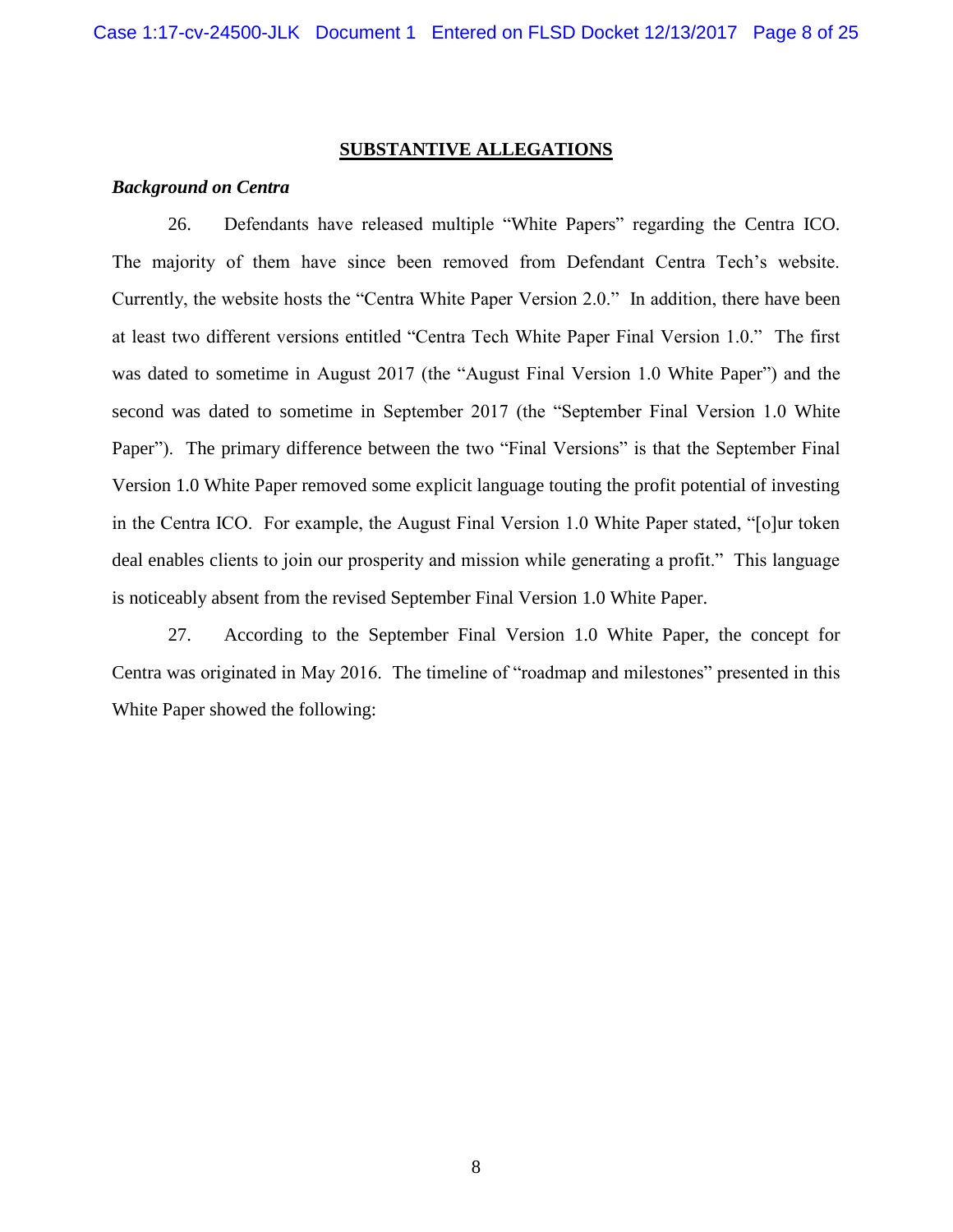## SUBSTANTIVE ALLEGATIONS

### *Background on Centra*

26. Defendants have released multiple "White Papers" regarding the Centra ICO. The majority of them have since been removed from Defendant Centra Tech's website. Currently, the website hosts the "Centra White Paper Version 2.0." In addition, there have been at least two different versions entitled "Centra Tech White Paper Final Version 1.0." The first was dated to sometime in August 2017 (the "August Final Version 1.0 White Paper") and the second was dated to sometime in September 2017 (the "September Final Version 1.0 White Paper"). The primary difference between the two "Final Versions" is that the September Final Version 1.0 White Paper removed some explicit language touting the profit potential of investing in the Centra ICO. For example, the August Final Version 1.0 White Paper stated, "[o]ur token deal enables clients to join our prosperity and mission while generating a profit." This language is noticeably absent from the revised September Final Version 1.0 White Paper.

27. According to the September Final Version 1.0 White Paper, the concept for Centra was originated in May 2016. The timeline of "roadmap and milestones" presented in this White Paper showed the following: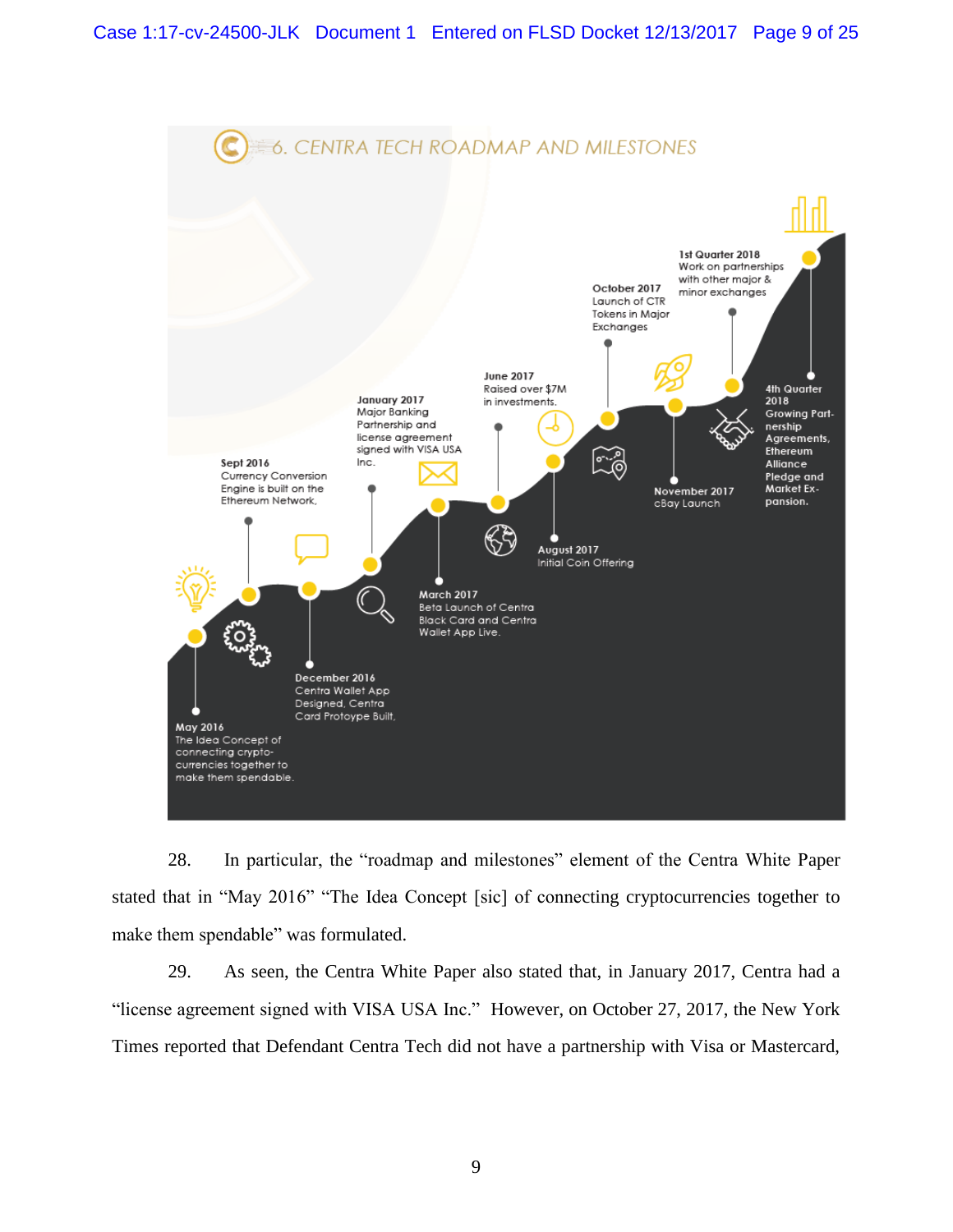6. CENTRA TECH ROADMAP AND MILESTONES

**May 2016**
The Idea Concept of connecting crypto-currencies together to make them spendable.

**Sept 2016**
Currency Conversion Engine is built on the Ethereum Network.

**December 2016**
Centra Wallet App Designed, Centra Card Protoype Built.

**January 2017**
Major Banking Partnership and license agreement signed with VISA USA Inc.

**March 2017**
Beta Launch of Centra Black Card and Centra Wallet App Live.

**June 2017**
Raised over $7M in investments.

**August 2017**
Initial Coin Offering

**October 2017**
Launch of CTR Tokens in Major Exchanges

**November 2017**
cBay Launch

**1st Quarter 2018**
Work on partnerships with other major & minor exchanges

**4th Quarter 2018**
Growing Partnership Agreements, Ethereum Alliance Pledge and Market Expansion.

28. In particular, the "roadmap and milestones" element of the Centra White Paper stated that in "May 2016" "The Idea Concept [sic] of connecting cryptocurrencies together to make them spendable" was formulated.

29. As seen, the Centra White Paper also stated that, in January 2017, Centra had a "license agreement signed with VISA USA Inc." However, on October 27, 2017, the New York Times reported that Defendant Centra Tech did not have a partnership with Visa or Mastercard,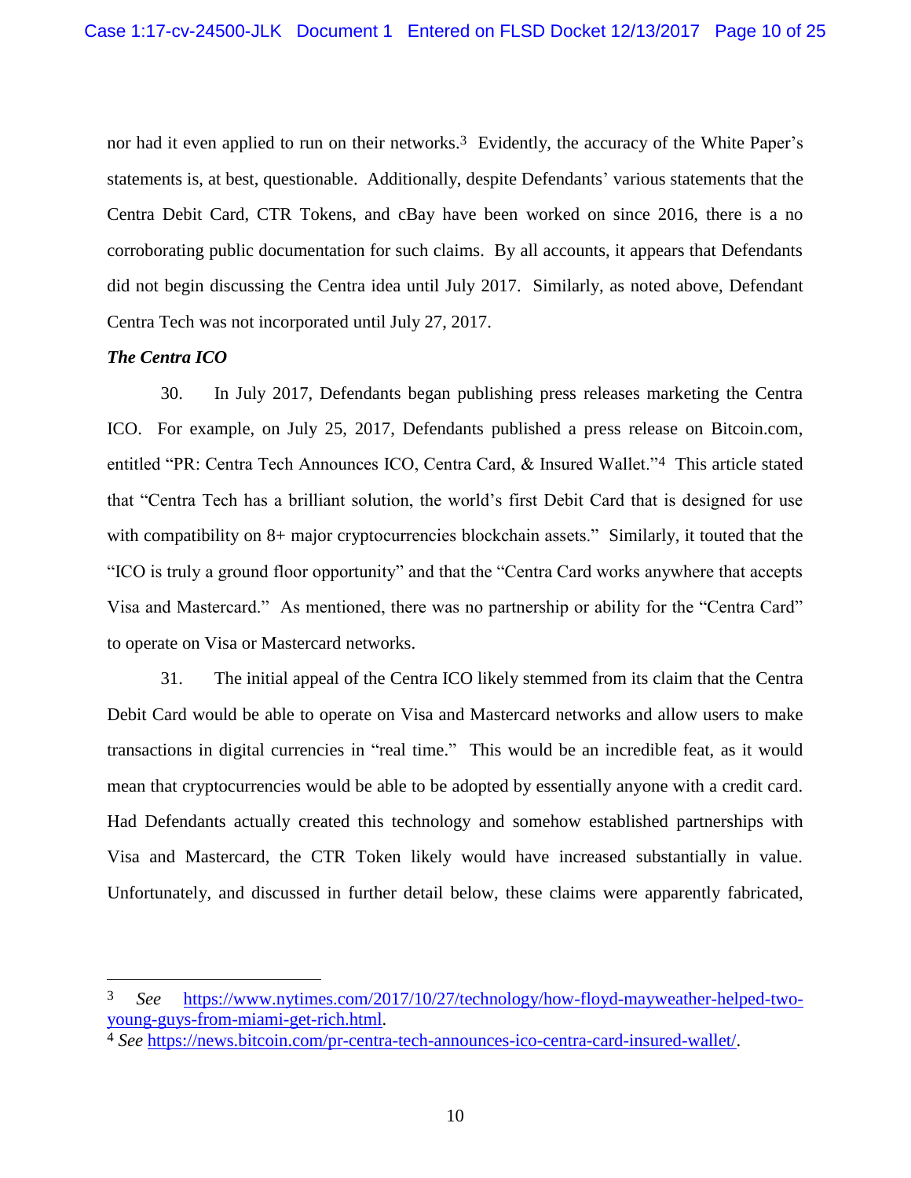nor had it even applied to run on their networks.[3] Evidently, the accuracy of the White Paper's statements is, at best, questionable. Additionally, despite Defendants' various statements that the Centra Debit Card, CTR Tokens, and cBay have been worked on since 2016, there is a no corroborating public documentation for such claims. By all accounts, it appears that Defendants did not begin discussing the Centra idea until July 2017. Similarly, as noted above, Defendant Centra Tech was not incorporated until July 27, 2017.

***The Centra ICO***

30. In July 2017, Defendants began publishing press releases marketing the Centra ICO. For example, on July 25, 2017, Defendants published a press release on Bitcoin.com, entitled "PR: Centra Tech Announces ICO, Centra Card, & Insured Wallet."[4] This article stated that "Centra Tech has a brilliant solution, the world's first Debit Card that is designed for use with compatibility on 8+ major cryptocurrencies blockchain assets." Similarly, it touted that the "ICO is truly a ground floor opportunity" and that the "Centra Card works anywhere that accepts Visa and Mastercard." As mentioned, there was no partnership or ability for the "Centra Card" to operate on Visa or Mastercard networks.

31. The initial appeal of the Centra ICO likely stemmed from its claim that the Centra Debit Card would be able to operate on Visa and Mastercard networks and allow users to make transactions in digital currencies in "real time." This would be an incredible feat, as it would mean that cryptocurrencies would be able to be adopted by essentially anyone with a credit card. Had Defendants actually created this technology and somehow established partnerships with Visa and Mastercard, the CTR Token likely would have increased substantially in value. Unfortunately, and discussed in further detail below, these claims were apparently fabricated,

---

[3] *See* https://www.nytimes.com/2017/10/27/technology/how-floyd-mayweather-helped-two-young-guys-from-miami-get-rich.html.

[4] *See* https://news.bitcoin.com/pr-centra-tech-announces-ico-centra-card-insured-wallet/.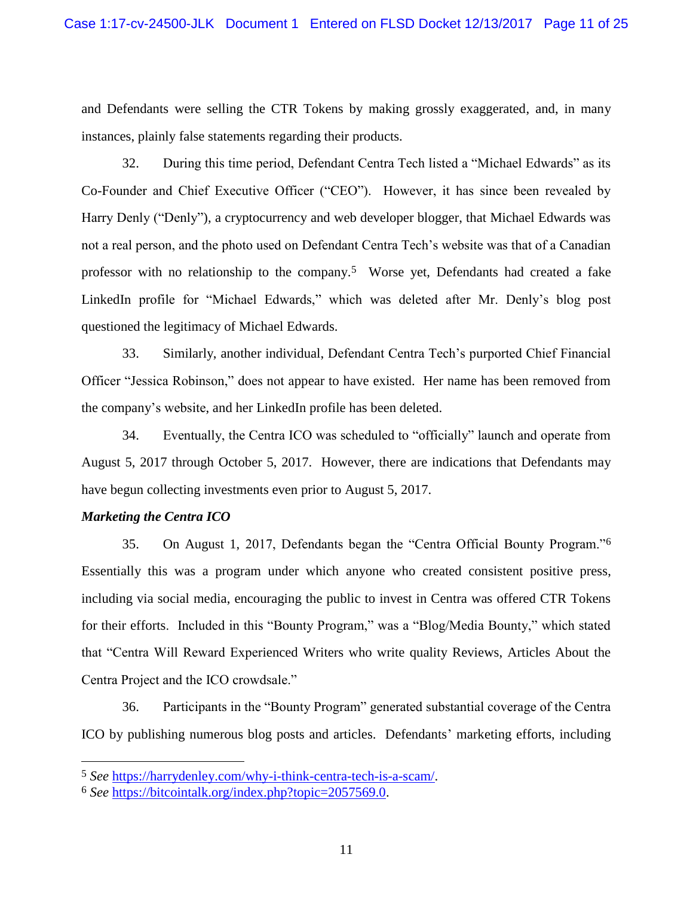and Defendants were selling the CTR Tokens by making grossly exaggerated, and, in many instances, plainly false statements regarding their products.

32. During this time period, Defendant Centra Tech listed a "Michael Edwards" as its Co-Founder and Chief Executive Officer ("CEO"). However, it has since been revealed by Harry Denly ("Denly"), a cryptocurrency and web developer blogger, that Michael Edwards was not a real person, and the photo used on Defendant Centra Tech's website was that of a Canadian professor with no relationship to the company.[5] Worse yet, Defendants had created a fake LinkedIn profile for "Michael Edwards," which was deleted after Mr. Denly's blog post questioned the legitimacy of Michael Edwards.

33. Similarly, another individual, Defendant Centra Tech's purported Chief Financial Officer "Jessica Robinson," does not appear to have existed. Her name has been removed from the company's website, and her LinkedIn profile has been deleted.

34. Eventually, the Centra ICO was scheduled to "officially" launch and operate from August 5, 2017 through October 5, 2017. However, there are indications that Defendants may have begun collecting investments even prior to August 5, 2017.

***Marketing the Centra ICO***

35. On August 1, 2017, Defendants began the "Centra Official Bounty Program."[6] Essentially this was a program under which anyone who created consistent positive press, including via social media, encouraging the public to invest in Centra was offered CTR Tokens for their efforts. Included in this "Bounty Program," was a "Blog/Media Bounty," which stated that "Centra Will Reward Experienced Writers who write quality Reviews, Articles About the Centra Project and the ICO crowdsale."

36. Participants in the "Bounty Program" generated substantial coverage of the Centra ICO by publishing numerous blog posts and articles. Defendants' marketing efforts, including

---

[5] *See* https://harrydenley.com/why-i-think-centra-tech-is-a-scam/.

[6] *See* https://bitcointalk.org/index.php?topic=2057569.0.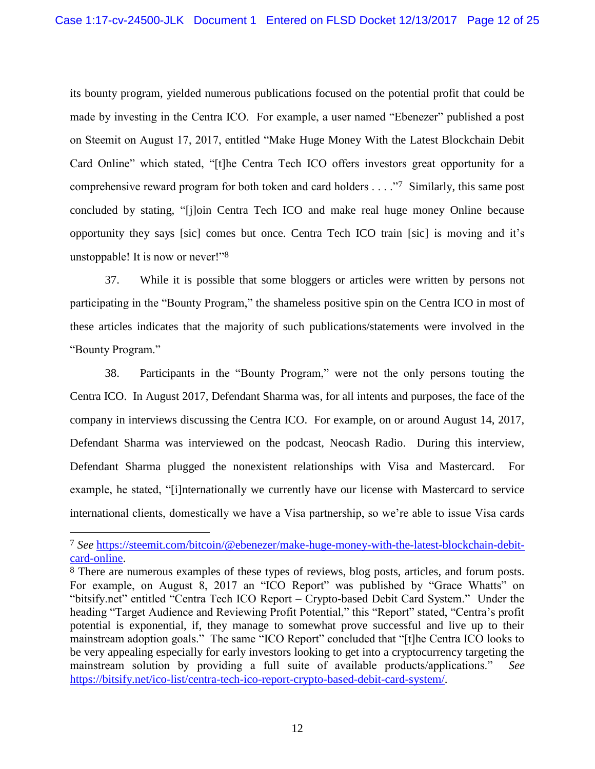its bounty program, yielded numerous publications focused on the potential profit that could be made by investing in the Centra ICO. For example, a user named "Ebenezer" published a post on Steemit on August 17, 2017, entitled "Make Huge Money With the Latest Blockchain Debit Card Online" which stated, "[t]he Centra Tech ICO offers investors great opportunity for a comprehensive reward program for both token and card holders . . . ."[7] Similarly, this same post concluded by stating, "[j]oin Centra Tech ICO and make real huge money Online because opportunity they says [sic] comes but once. Centra Tech ICO train [sic] is moving and it's unstoppable! It is now or never!"[8]

37. While it is possible that some bloggers or articles were written by persons not participating in the "Bounty Program," the shameless positive spin on the Centra ICO in most of these articles indicates that the majority of such publications/statements were involved in the "Bounty Program."

38. Participants in the "Bounty Program," were not the only persons touting the Centra ICO. In August 2017, Defendant Sharma was, for all intents and purposes, the face of the company in interviews discussing the Centra ICO. For example, on or around August 14, 2017, Defendant Sharma was interviewed on the podcast, Neocash Radio. During this interview, Defendant Sharma plugged the nonexistent relationships with Visa and Mastercard. For example, he stated, "[i]nternationally we currently have our license with Mastercard to service international clients, domestically we have a Visa partnership, so we're able to issue Visa cards

---

[7] *See* https://steemit.com/bitcoin/@ebenezer/make-huge-money-with-the-latest-blockchain-debit-card-online.

[8] There are numerous examples of these types of reviews, blog posts, articles, and forum posts. For example, on August 8, 2017 an "ICO Report" was published by "Grace Whatts" on "bitsify.net" entitled "Centra Tech ICO Report – Crypto-based Debit Card System." Under the heading "Target Audience and Reviewing Profit Potential," this "Report" stated, "Centra's profit potential is exponential, if, they manage to somewhat prove successful and live up to their mainstream adoption goals." The same "ICO Report" concluded that "[t]he Centra ICO looks to be very appealing especially for early investors looking to get into a cryptocurrency targeting the mainstream solution by providing a full suite of available products/applications." *See* https://bitsify.net/ico-list/centra-tech-ico-report-crypto-based-debit-card-system/.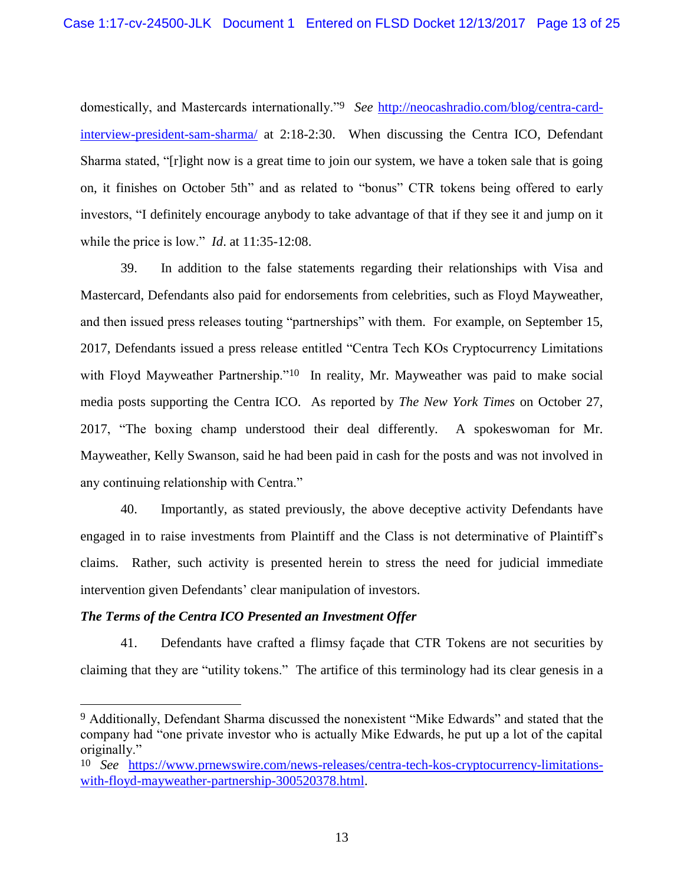domestically, and Mastercards internationally."[9] *See* http://neocashradio.com/blog/centra-card-interview-president-sam-sharma/ at 2:18-2:30. When discussing the Centra ICO, Defendant Sharma stated, "[r]ight now is a great time to join our system, we have a token sale that is going on, it finishes on October 5th" and as related to "bonus" CTR tokens being offered to early investors, "I definitely encourage anybody to take advantage of that if they see it and jump on it while the price is low." *Id*. at 11:35-12:08.

39. In addition to the false statements regarding their relationships with Visa and Mastercard, Defendants also paid for endorsements from celebrities, such as Floyd Mayweather, and then issued press releases touting "partnerships" with them. For example, on September 15, 2017, Defendants issued a press release entitled "Centra Tech KOs Cryptocurrency Limitations with Floyd Mayweather Partnership."[10] In reality, Mr. Mayweather was paid to make social media posts supporting the Centra ICO. As reported by *The New York Times* on October 27, 2017, "The boxing champ understood their deal differently. A spokeswoman for Mr. Mayweather, Kelly Swanson, said he had been paid in cash for the posts and was not involved in any continuing relationship with Centra."

40. Importantly, as stated previously, the above deceptive activity Defendants have engaged in to raise investments from Plaintiff and the Class is not determinative of Plaintiff's claims. Rather, such activity is presented herein to stress the need for judicial immediate intervention given Defendants' clear manipulation of investors.

***The Terms of the Centra ICO Presented an Investment Offer***

41. Defendants have crafted a flimsy façade that CTR Tokens are not securities by claiming that they are "utility tokens." The artifice of this terminology had its clear genesis in a

---

[9] Additionally, Defendant Sharma discussed the nonexistent "Mike Edwards" and stated that the company had "one private investor who is actually Mike Edwards, he put up a lot of the capital originally."

[10] *See* https://www.prnewswire.com/news-releases/centra-tech-kos-cryptocurrency-limitations-with-floyd-mayweather-partnership-300520378.html.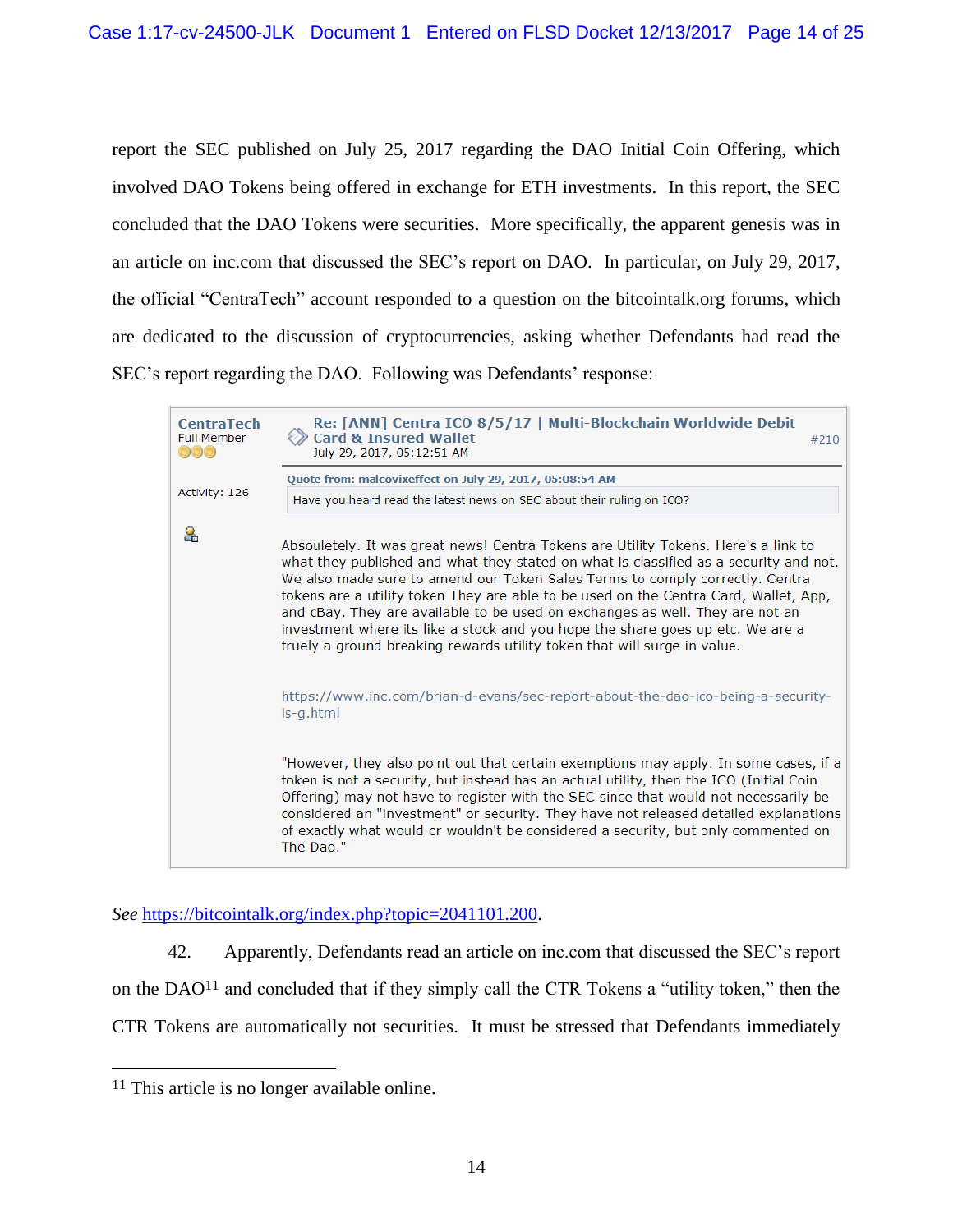report the SEC published on July 25, 2017 regarding the DAO Initial Coin Offering, which involved DAO Tokens being offered in exchange for ETH investments. In this report, the SEC concluded that the DAO Tokens were securities. More specifically, the apparent genesis was in an article on inc.com that discussed the SEC's report on DAO. In particular, on July 29, 2017, the official "CentraTech" account responded to a question on the bitcointalk.org forums, which are dedicated to the discussion of cryptocurrencies, asking whether Defendants had read the SEC's report regarding the DAO. Following was Defendants' response:

> **CentraTech**
> Full Member
>
> Activity: 126
>
> **Re: [ANN] Centra ICO 8/5/17 | Multi-Blockchain Worldwide Debit Card & Insured Wallet** #210
> July 29, 2017, 05:12:51 AM
>
> **Quote from: malcovixeffect on July 29, 2017, 05:08:54 AM**
> > Have you heard read the latest news on SEC about their ruling on ICO?
>
> Absouletely. It was great news! Centra Tokens are Utility Tokens. Here's a link to what they published and what they stated on what is classified as a security and not. We also made sure to amend our Token Sales Terms to comply correctly. Centra tokens are a utility token They are able to be used on the Centra Card, Wallet, App, and cBay. They are available to be used on exchanges as well. They are not an investment where its like a stock and you hope the share goes up etc. We are a truely a ground breaking rewards utility token that will surge in value.
>
> https://www.inc.com/brian-d-evans/sec-report-about-the-dao-ico-being-a-security-is-g.html
>
> "However, they also point out that certain exemptions may apply. In some cases, if a token is not a security, but instead has an actual utility, then the ICO (Initial Coin Offering) may not have to register with the SEC since that would not necessarily be considered an "investment" or security. They have not released detailed explanations of exactly what would or wouldn't be considered a security, but only commented on The Dao."

*See* https://bitcointalk.org/index.php?topic=2041101.200.

42. Apparently, Defendants read an article on inc.com that discussed the SEC's report on the DAO[11] and concluded that if they simply call the CTR Tokens a "utility token," then the CTR Tokens are automatically not securities. It must be stressed that Defendants immediately

[11] This article is no longer available online.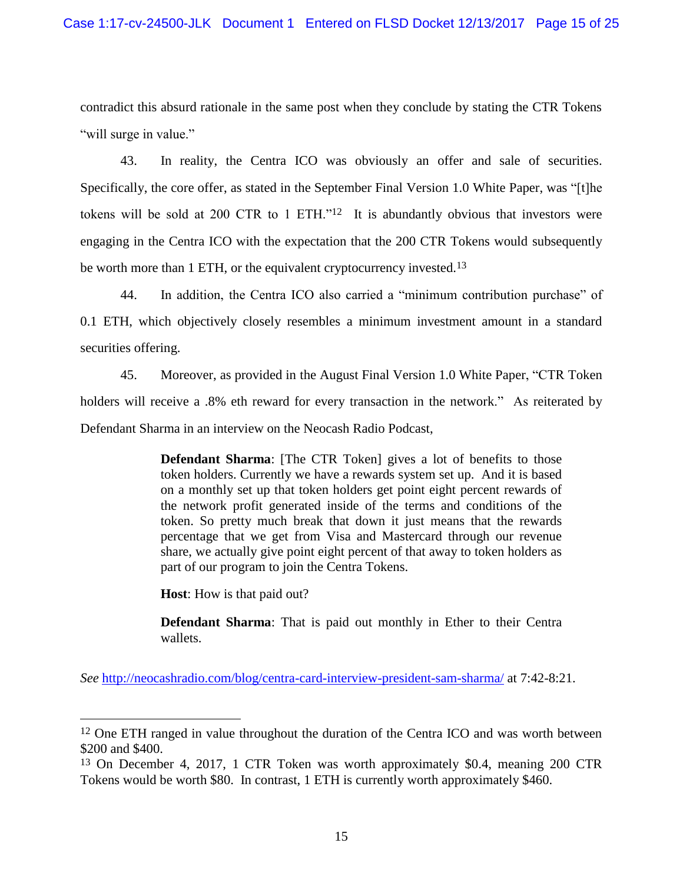contradict this absurd rationale in the same post when they conclude by stating the CTR Tokens "will surge in value."

43. In reality, the Centra ICO was obviously an offer and sale of securities. Specifically, the core offer, as stated in the September Final Version 1.0 White Paper, was "[t]he tokens will be sold at 200 CTR to 1 ETH."[12] It is abundantly obvious that investors were engaging in the Centra ICO with the expectation that the 200 CTR Tokens would subsequently be worth more than 1 ETH, or the equivalent cryptocurrency invested.[13]

44. In addition, the Centra ICO also carried a "minimum contribution purchase" of 0.1 ETH, which objectively closely resembles a minimum investment amount in a standard securities offering.

45. Moreover, as provided in the August Final Version 1.0 White Paper, "CTR Token holders will receive a .8% eth reward for every transaction in the network." As reiterated by Defendant Sharma in an interview on the Neocash Radio Podcast,

> **Defendant Sharma**: [The CTR Token] gives a lot of benefits to those token holders. Currently we have a rewards system set up. And it is based on a monthly set up that token holders get point eight percent rewards of the network profit generated inside of the terms and conditions of the token. So pretty much break that down it just means that the rewards percentage that we get from Visa and Mastercard through our revenue share, we actually give point eight percent of that away to token holders as part of our program to join the Centra Tokens.
>
> **Host**: How is that paid out?
>
> **Defendant Sharma**: That is paid out monthly in Ether to their Centra wallets.

*See* http://neocashradio.com/blog/centra-card-interview-president-sam-sharma/ at 7:42-8:21.

---

[12] One ETH ranged in value throughout the duration of the Centra ICO and was worth between $200 and $400.

[13] On December 4, 2017, 1 CTR Token was worth approximately $0.4, meaning 200 CTR Tokens would be worth $80. In contrast, 1 ETH is currently worth approximately $460.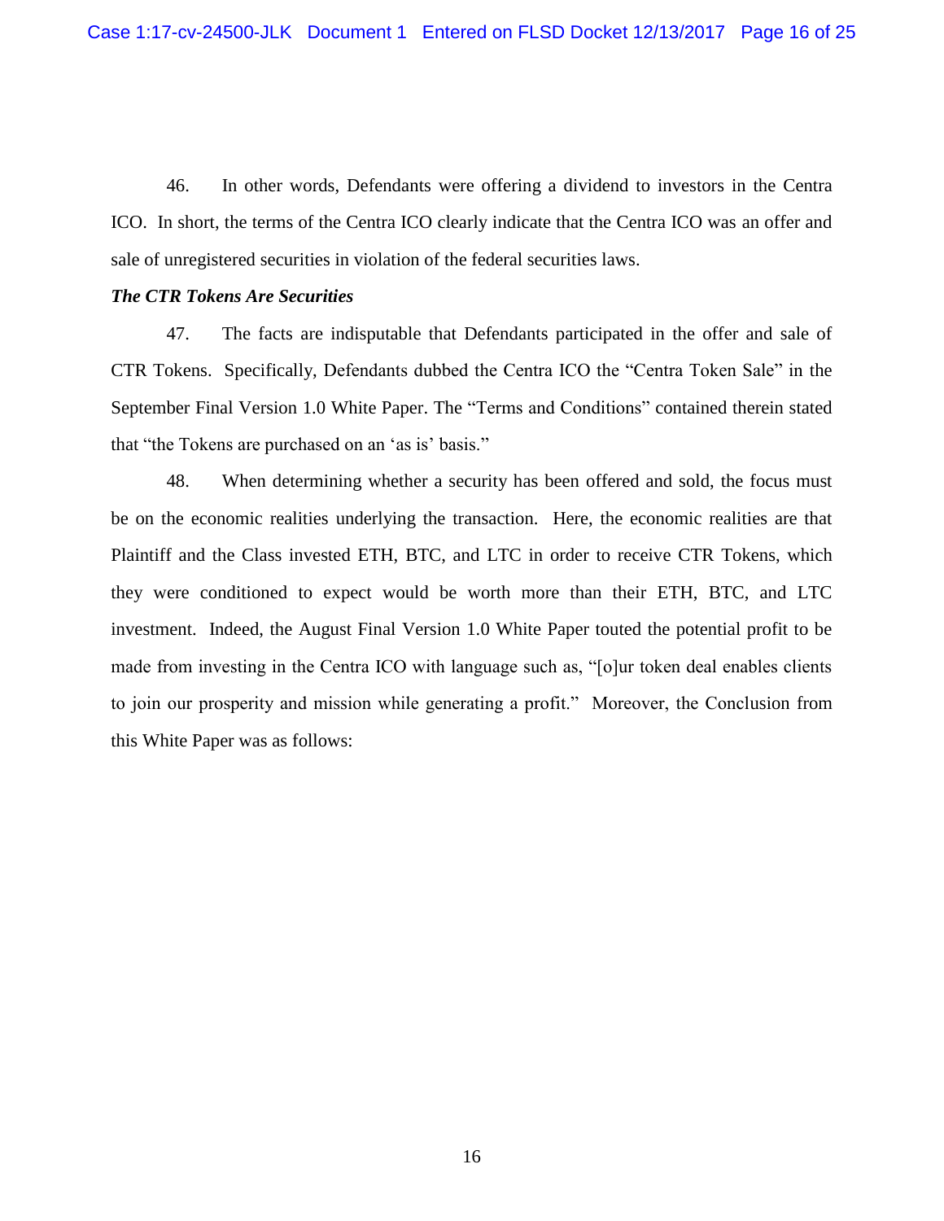46. In other words, Defendants were offering a dividend to investors in the Centra ICO. In short, the terms of the Centra ICO clearly indicate that the Centra ICO was an offer and sale of unregistered securities in violation of the federal securities laws.

***The CTR Tokens Are Securities***

47. The facts are indisputable that Defendants participated in the offer and sale of CTR Tokens. Specifically, Defendants dubbed the Centra ICO the "Centra Token Sale" in the September Final Version 1.0 White Paper. The "Terms and Conditions" contained therein stated that "the Tokens are purchased on an 'as is' basis."

48. When determining whether a security has been offered and sold, the focus must be on the economic realities underlying the transaction. Here, the economic realities are that Plaintiff and the Class invested ETH, BTC, and LTC in order to receive CTR Tokens, which they were conditioned to expect would be worth more than their ETH, BTC, and LTC investment. Indeed, the August Final Version 1.0 White Paper touted the potential profit to be made from investing in the Centra ICO with language such as, "[o]ur token deal enables clients to join our prosperity and mission while generating a profit." Moreover, the Conclusion from this White Paper was as follows: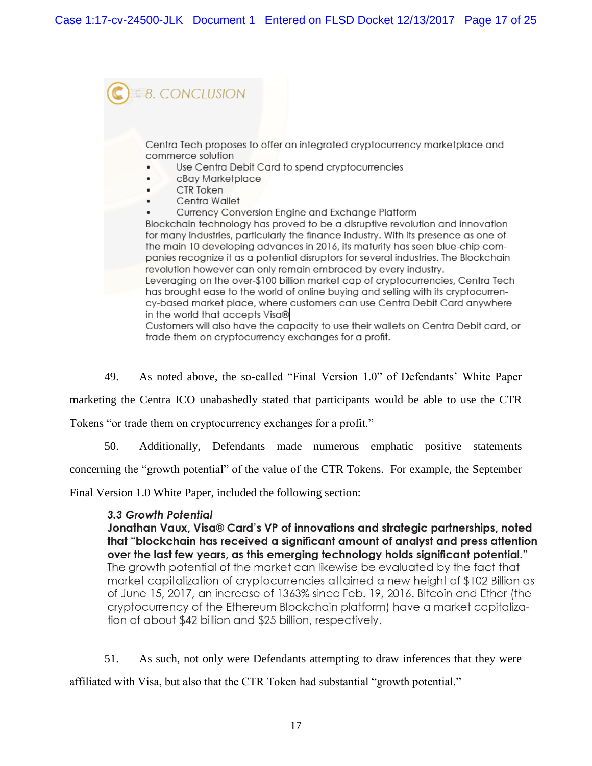8. CONCLUSION

Centra Tech proposes to offer an integrated cryptocurrency marketplace and commerce solution

- Use Centra Debit Card to spend cryptocurrencies
- cBay Marketplace
- CTR Token
- Centra Wallet
- Currency Conversion Engine and Exchange Platform

Blockchain technology has proved to be a disruptive revolution and innovation for many industries, particularly the finance industry. With its presence as one of the main 10 developing advances in 2016, its maturity has seen blue-chip companies recognize it as a potential disruptors for several industries. The Blockchain revolution however can only remain embraced by every industry.
Leveraging on the over-$100 billion market cap of cryptocurrencies, Centra Tech has brought ease to the world of online buying and selling with its cryptocurrency-based market place, where customers can use Centra Debit Card anywhere in the world that accepts Visa®
Customers will also have the capacity to use their wallets on Centra Debit card, or trade them on cryptocurrency exchanges for a profit.

49. As noted above, the so-called "Final Version 1.0" of Defendants' White Paper marketing the Centra ICO unabashedly stated that participants would be able to use the CTR Tokens "or trade them on cryptocurrency exchanges for a profit."

50. Additionally, Defendants made numerous emphatic positive statements concerning the "growth potential" of the value of the CTR Tokens. For example, the September Final Version 1.0 White Paper, included the following section:

> ***3.3 Growth Potential***
> **Jonathan Vaux, Visa® Card's VP of innovations and strategic partnerships, noted that "blockchain has received a significant amount of analyst and press attention over the last few years, as this emerging technology holds significant potential."**
> The growth potential of the market can likewise be evaluated by the fact that market capitalization of cryptocurrencies attained a new height of $102 Billion as of June 15, 2017, an increase of 1363% since Feb. 19, 2016. Bitcoin and Ether (the cryptocurrency of the Ethereum Blockchain platform) have a market capitalization of about $42 billion and $25 billion, respectively.

51. As such, not only were Defendants attempting to draw inferences that they were affiliated with Visa, but also that the CTR Token had substantial "growth potential."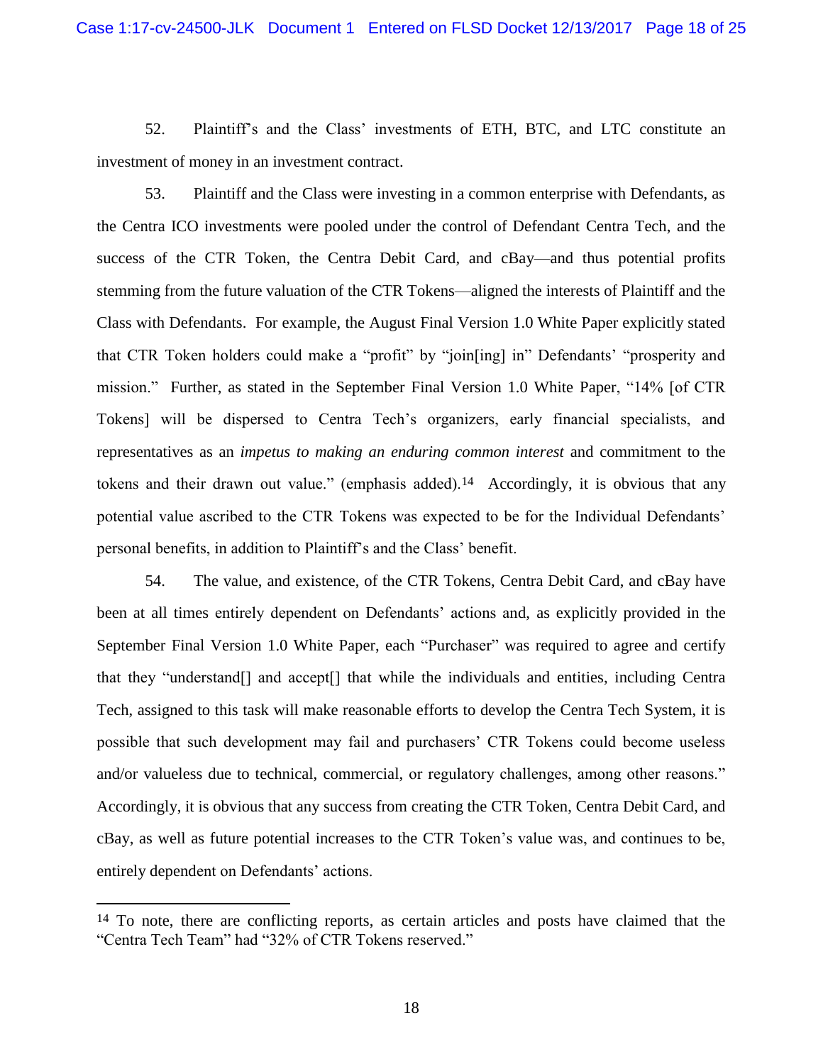52. Plaintiff's and the Class' investments of ETH, BTC, and LTC constitute an investment of money in an investment contract.

53. Plaintiff and the Class were investing in a common enterprise with Defendants, as the Centra ICO investments were pooled under the control of Defendant Centra Tech, and the success of the CTR Token, the Centra Debit Card, and cBay—and thus potential profits stemming from the future valuation of the CTR Tokens—aligned the interests of Plaintiff and the Class with Defendants. For example, the August Final Version 1.0 White Paper explicitly stated that CTR Token holders could make a "profit" by "join[ing] in" Defendants' "prosperity and mission." Further, as stated in the September Final Version 1.0 White Paper, "14% [of CTR Tokens] will be dispersed to Centra Tech's organizers, early financial specialists, and representatives as an *impetus to making an enduring common interest* and commitment to the tokens and their drawn out value." (emphasis added).[14] Accordingly, it is obvious that any potential value ascribed to the CTR Tokens was expected to be for the Individual Defendants' personal benefits, in addition to Plaintiff's and the Class' benefit.

54. The value, and existence, of the CTR Tokens, Centra Debit Card, and cBay have been at all times entirely dependent on Defendants' actions and, as explicitly provided in the September Final Version 1.0 White Paper, each "Purchaser" was required to agree and certify that they "understand[] and accept[] that while the individuals and entities, including Centra Tech, assigned to this task will make reasonable efforts to develop the Centra Tech System, it is possible that such development may fail and purchasers' CTR Tokens could become useless and/or valueless due to technical, commercial, or regulatory challenges, among other reasons." Accordingly, it is obvious that any success from creating the CTR Token, Centra Debit Card, and cBay, as well as future potential increases to the CTR Token's value was, and continues to be, entirely dependent on Defendants' actions.

---

[14] To note, there are conflicting reports, as certain articles and posts have claimed that the "Centra Tech Team" had "32% of CTR Tokens reserved."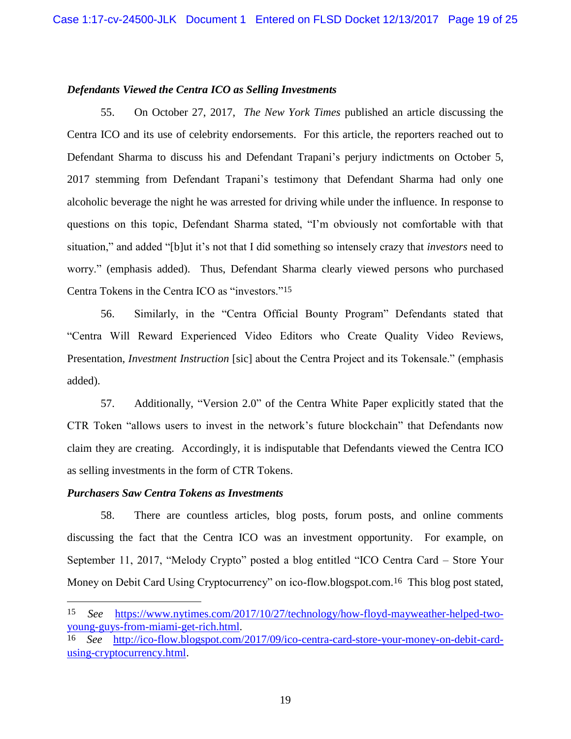***Defendants Viewed the Centra ICO as Selling Investments***

55. On October 27, 2017, *The New York Times* published an article discussing the Centra ICO and its use of celebrity endorsements. For this article, the reporters reached out to Defendant Sharma to discuss his and Defendant Trapani's perjury indictments on October 5, 2017 stemming from Defendant Trapani's testimony that Defendant Sharma had only one alcoholic beverage the night he was arrested for driving while under the influence. In response to questions on this topic, Defendant Sharma stated, "I'm obviously not comfortable with that situation," and added "[b]ut it's not that I did something so intensely crazy that *investors* need to worry." (emphasis added). Thus, Defendant Sharma clearly viewed persons who purchased Centra Tokens in the Centra ICO as "investors."[15]

56. Similarly, in the "Centra Official Bounty Program" Defendants stated that "Centra Will Reward Experienced Video Editors who Create Quality Video Reviews, Presentation, *Investment Instruction* [sic] about the Centra Project and its Tokensale." (emphasis added).

57. Additionally, "Version 2.0" of the Centra White Paper explicitly stated that the CTR Token "allows users to invest in the network's future blockchain" that Defendants now claim they are creating. Accordingly, it is indisputable that Defendants viewed the Centra ICO as selling investments in the form of CTR Tokens.

***Purchasers Saw Centra Tokens as Investments***

58. There are countless articles, blog posts, forum posts, and online comments discussing the fact that the Centra ICO was an investment opportunity. For example, on September 11, 2017, "Melody Crypto" posted a blog entitled "ICO Centra Card – Store Your Money on Debit Card Using Cryptocurrency" on ico-flow.blogspot.com.[16] This blog post stated,

---

[15] *See* https://www.nytimes.com/2017/10/27/technology/how-floyd-mayweather-helped-two-young-guys-from-miami-get-rich.html.

[16] *See* http://ico-flow.blogspot.com/2017/09/ico-centra-card-store-your-money-on-debit-card-using-cryptocurrency.html.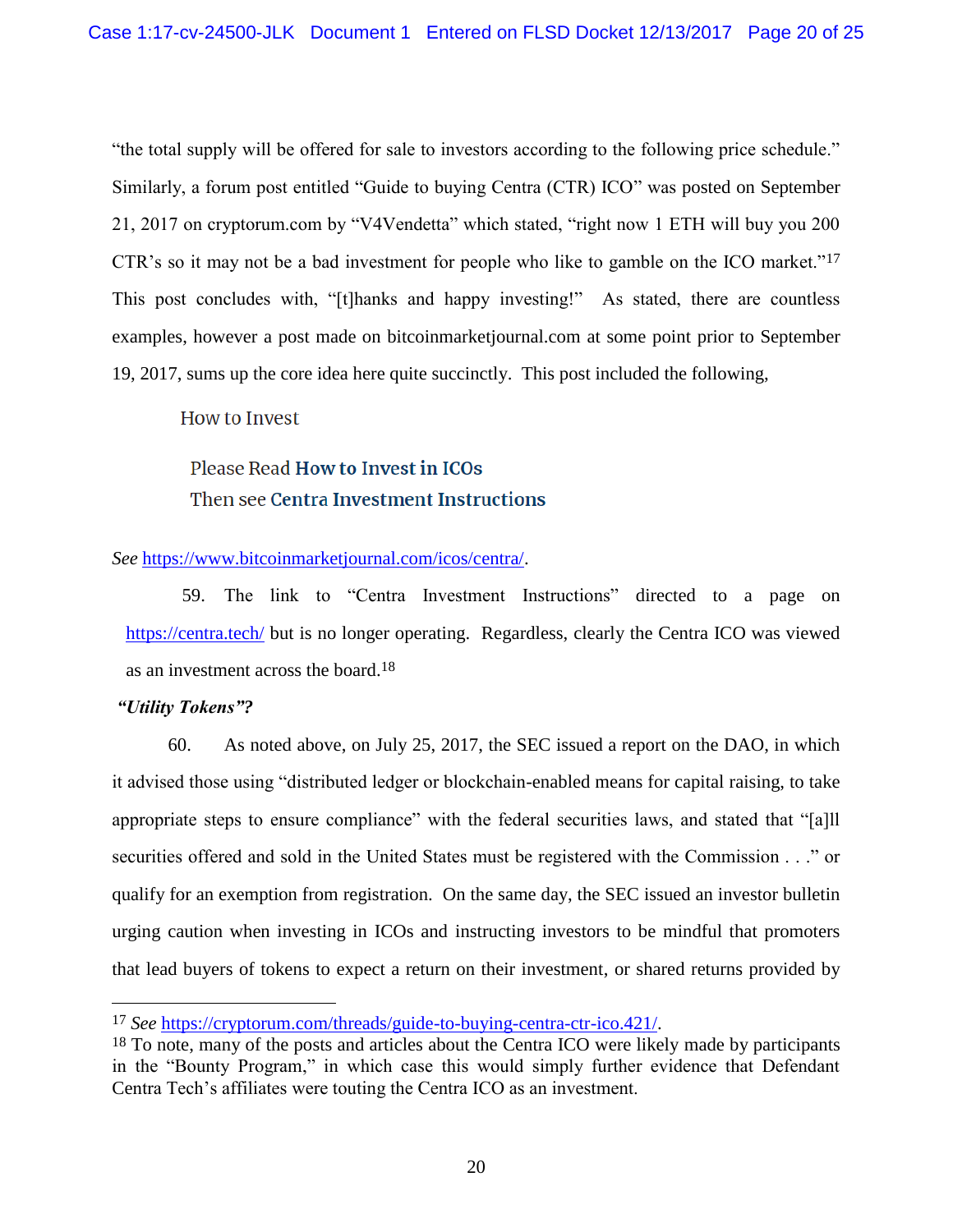"the total supply will be offered for sale to investors according to the following price schedule." Similarly, a forum post entitled "Guide to buying Centra (CTR) ICO" was posted on September 21, 2017 on cryptorum.com by "V4Vendetta" which stated, "right now 1 ETH will buy you 200 CTR's so it may not be a bad investment for people who like to gamble on the ICO market."[17] This post concludes with, "[t]hanks and happy investing!" As stated, there are countless examples, however a post made on bitcoinmarketjournal.com at some point prior to September 19, 2017, sums up the core idea here quite succinctly. This post included the following,

> How to Invest
>
> Please Read **How to Invest in ICOs**
> Then see **Centra Investment Instructions**

*See* https://www.bitcoinmarketjournal.com/icos/centra/.

59. The link to "Centra Investment Instructions" directed to a page on https://centra.tech/ but is no longer operating. Regardless, clearly the Centra ICO was viewed as an investment across the board.[18]

***"Utility Tokens"?***

60. As noted above, on July 25, 2017, the SEC issued a report on the DAO, in which it advised those using "distributed ledger or blockchain-enabled means for capital raising, to take appropriate steps to ensure compliance" with the federal securities laws, and stated that "[a]ll securities offered and sold in the United States must be registered with the Commission . . ." or qualify for an exemption from registration. On the same day, the SEC issued an investor bulletin urging caution when investing in ICOs and instructing investors to be mindful that promoters that lead buyers of tokens to expect a return on their investment, or shared returns provided by

---

[17] *See* https://cryptorum.com/threads/guide-to-buying-centra-ctr-ico.421/.

[18] To note, many of the posts and articles about the Centra ICO were likely made by participants in the "Bounty Program," in which case this would simply further evidence that Defendant Centra Tech's affiliates were touting the Centra ICO as an investment.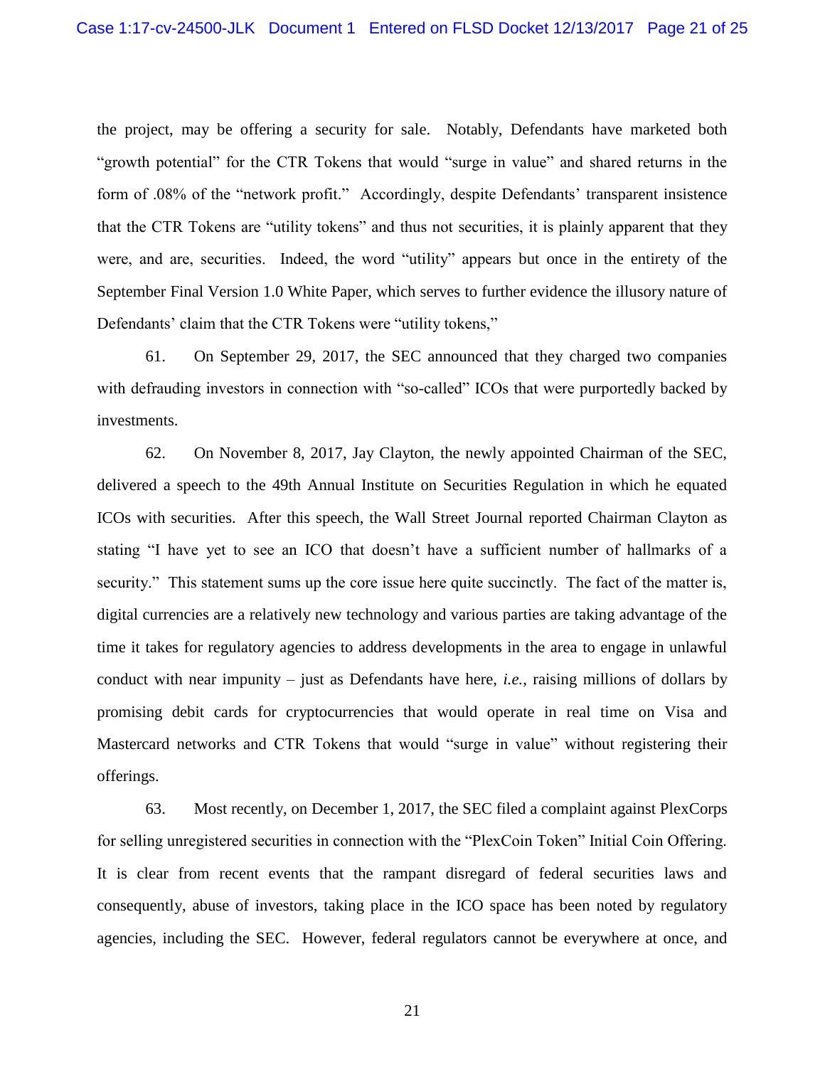the project, may be offering a security for sale. Notably, Defendants have marketed both "growth potential" for the CTR Tokens that would "surge in value" and shared returns in the form of .08% of the "network profit." Accordingly, despite Defendants' transparent insistence that the CTR Tokens are "utility tokens" and thus not securities, it is plainly apparent that they were, and are, securities. Indeed, the word "utility" appears but once in the entirety of the September Final Version 1.0 White Paper, which serves to further evidence the illusory nature of Defendants' claim that the CTR Tokens were "utility tokens,"

61. On September 29, 2017, the SEC announced that they charged two companies with defrauding investors in connection with "so-called" ICOs that were purportedly backed by investments.

62. On November 8, 2017, Jay Clayton, the newly appointed Chairman of the SEC, delivered a speech to the 49th Annual Institute on Securities Regulation in which he equated ICOs with securities. After this speech, the Wall Street Journal reported Chairman Clayton as stating "I have yet to see an ICO that doesn't have a sufficient number of hallmarks of a security." This statement sums up the core issue here quite succinctly. The fact of the matter is, digital currencies are a relatively new technology and various parties are taking advantage of the time it takes for regulatory agencies to address developments in the area to engage in unlawful conduct with near impunity – just as Defendants have here, *i.e.*, raising millions of dollars by promising debit cards for cryptocurrencies that would operate in real time on Visa and Mastercard networks and CTR Tokens that would "surge in value" without registering their offerings.

63. Most recently, on December 1, 2017, the SEC filed a complaint against PlexCorps for selling unregistered securities in connection with the "PlexCoin Token" Initial Coin Offering. It is clear from recent events that the rampant disregard of federal securities laws and consequently, abuse of investors, taking place in the ICO space has been noted by regulatory agencies, including the SEC. However, federal regulators cannot be everywhere at once, and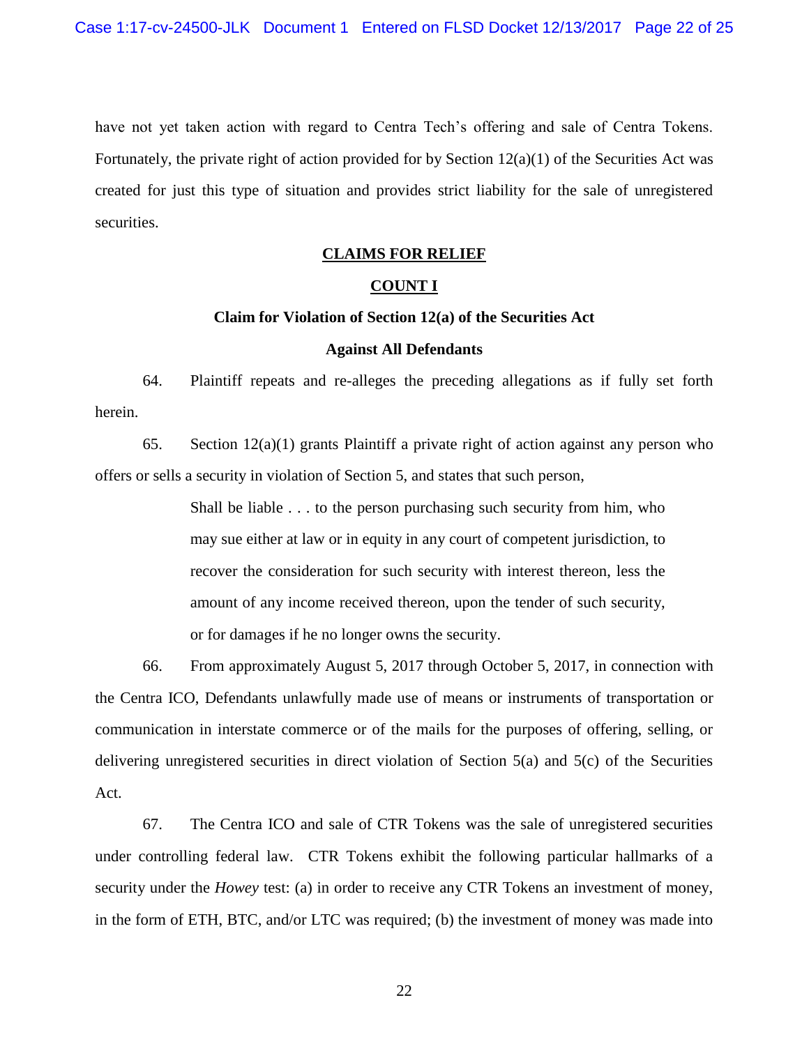have not yet taken action with regard to Centra Tech's offering and sale of Centra Tokens. Fortunately, the private right of action provided for by Section 12(a)(1) of the Securities Act was created for just this type of situation and provides strict liability for the sale of unregistered securities.

## CLAIMS FOR RELIEF

## COUNT I

### Claim for Violation of Section 12(a) of the Securities Act

### Against All Defendants

64. Plaintiff repeats and re-alleges the preceding allegations as if fully set forth herein.

65. Section 12(a)(1) grants Plaintiff a private right of action against any person who offers or sells a security in violation of Section 5, and states that such person,

> Shall be liable . . . to the person purchasing such security from him, who may sue either at law or in equity in any court of competent jurisdiction, to recover the consideration for such security with interest thereon, less the amount of any income received thereon, upon the tender of such security, or for damages if he no longer owns the security.

66. From approximately August 5, 2017 through October 5, 2017, in connection with the Centra ICO, Defendants unlawfully made use of means or instruments of transportation or communication in interstate commerce or of the mails for the purposes of offering, selling, or delivering unregistered securities in direct violation of Section 5(a) and 5(c) of the Securities Act.

67. The Centra ICO and sale of CTR Tokens was the sale of unregistered securities under controlling federal law. CTR Tokens exhibit the following particular hallmarks of a security under the *Howey* test: (a) in order to receive any CTR Tokens an investment of money, in the form of ETH, BTC, and/or LTC was required; (b) the investment of money was made into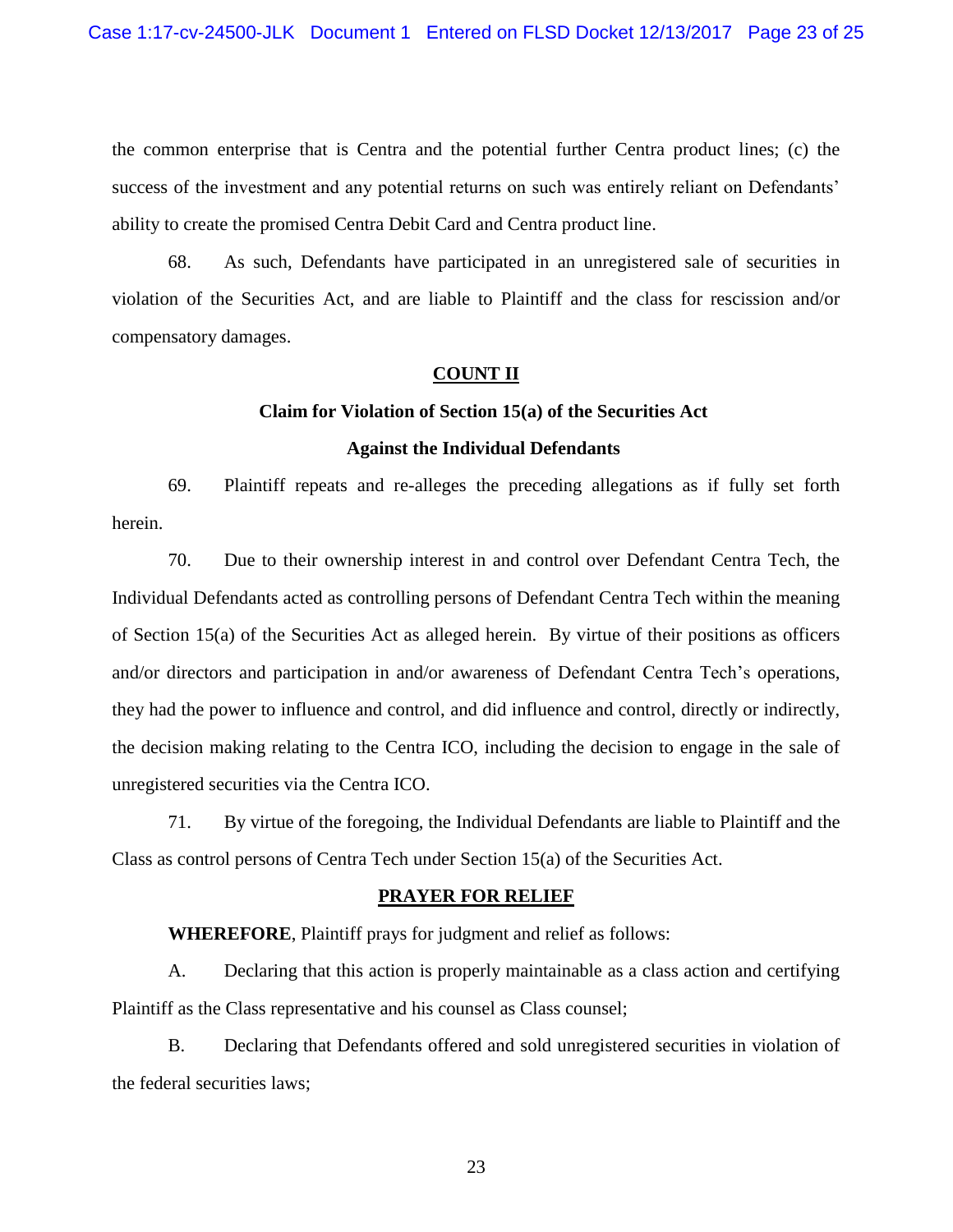the common enterprise that is Centra and the potential further Centra product lines; (c) the success of the investment and any potential returns on such was entirely reliant on Defendants' ability to create the promised Centra Debit Card and Centra product line.

68. As such, Defendants have participated in an unregistered sale of securities in violation of the Securities Act, and are liable to Plaintiff and the class for rescission and/or compensatory damages.

**COUNT II**

**Claim for Violation of Section 15(a) of the Securities Act**

**Against the Individual Defendants**

69. Plaintiff repeats and re-alleges the preceding allegations as if fully set forth herein.

70. Due to their ownership interest in and control over Defendant Centra Tech, the Individual Defendants acted as controlling persons of Defendant Centra Tech within the meaning of Section 15(a) of the Securities Act as alleged herein. By virtue of their positions as officers and/or directors and participation in and/or awareness of Defendant Centra Tech's operations, they had the power to influence and control, and did influence and control, directly or indirectly, the decision making relating to the Centra ICO, including the decision to engage in the sale of unregistered securities via the Centra ICO.

71. By virtue of the foregoing, the Individual Defendants are liable to Plaintiff and the Class as control persons of Centra Tech under Section 15(a) of the Securities Act.

**PRAYER FOR RELIEF**

**WHEREFORE**, Plaintiff prays for judgment and relief as follows:

A. Declaring that this action is properly maintainable as a class action and certifying Plaintiff as the Class representative and his counsel as Class counsel;

B. Declaring that Defendants offered and sold unregistered securities in violation of the federal securities laws;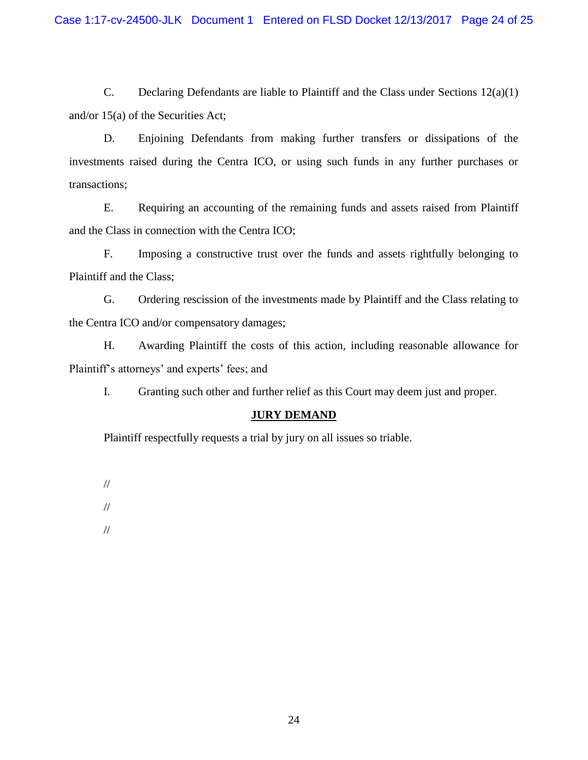C. Declaring Defendants are liable to Plaintiff and the Class under Sections 12(a)(1) and/or 15(a) of the Securities Act;

D. Enjoining Defendants from making further transfers or dissipations of the investments raised during the Centra ICO, or using such funds in any further purchases or transactions;

E. Requiring an accounting of the remaining funds and assets raised from Plaintiff and the Class in connection with the Centra ICO;

F. Imposing a constructive trust over the funds and assets rightfully belonging to Plaintiff and the Class;

G. Ordering rescission of the investments made by Plaintiff and the Class relating to the Centra ICO and/or compensatory damages;

H. Awarding Plaintiff the costs of this action, including reasonable allowance for Plaintiff's attorneys' and experts' fees; and

I. Granting such other and further relief as this Court may deem just and proper.

**JURY DEMAND**

Plaintiff respectfully requests a trial by jury on all issues so triable.

//

//

//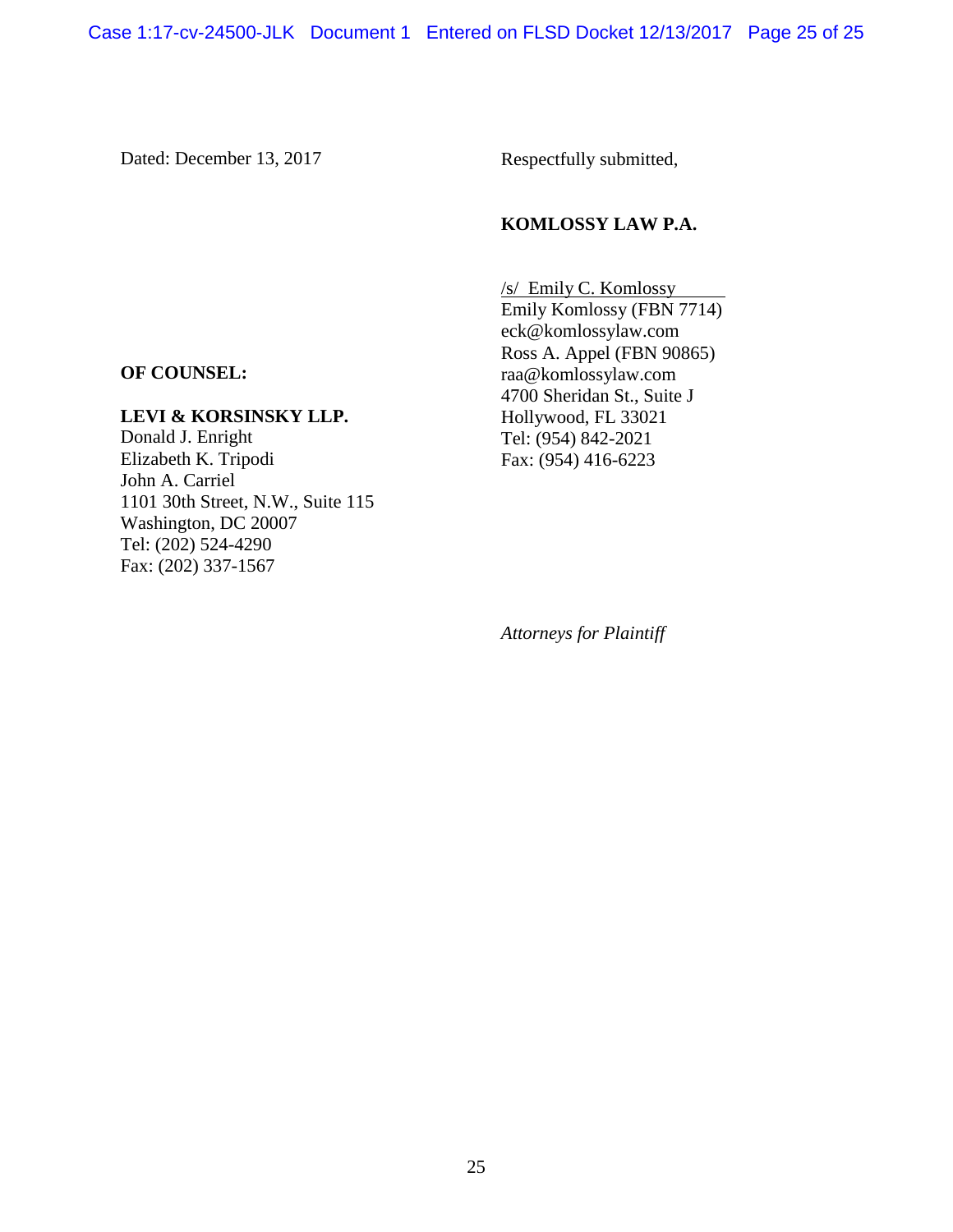Dated: December 13, 2017

Respectfully submitted,

**KOMLOSSY LAW P.A.**

/s/ Emily C. Komlossy
Emily Komlossy (FBN 7714)
eck@komlossylaw.com
Ross A. Appel (FBN 90865)
raa@komlossylaw.com
4700 Sheridan St., Suite J
Hollywood, FL 33021
Tel: (954) 842-2021
Fax: (954) 416-6223

**OF COUNSEL:**

**LEVI & KORSINSKY LLP.**
Donald J. Enright
Elizabeth K. Tripodi
John A. Carriel
1101 30th Street, N.W., Suite 115
Washington, DC 20007
Tel: (202) 524-4290
Fax: (202) 337-1567

*Attorneys for Plaintiff*